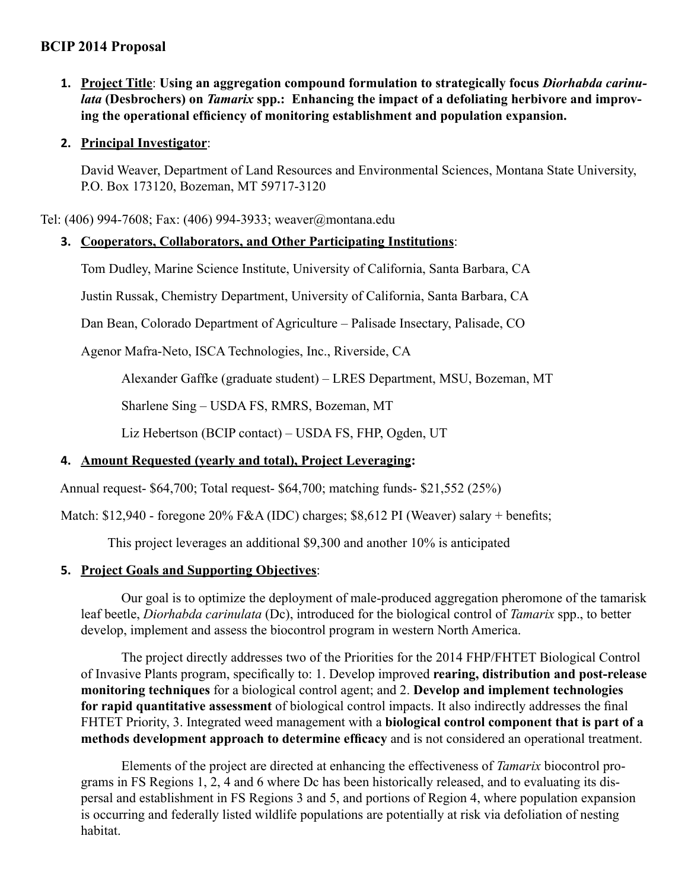## BCIP 2014 Proposal

1. **Project Title**: **Using an aggregation compound formulation to strategically focus *Diorhabda carinulata* (Desbrochers) on *Tamarix* spp.: Enhancing the impact of a defoliating herbivore and improving the operational efficiency of monitoring establishment and population expansion.**

2. **Principal Investigator**:

   David Weaver, Department of Land Resources and Environmental Sciences, Montana State University, P.O. Box 173120, Bozeman, MT 59717-3120

Tel: (406) 994-7608; Fax: (406) 994-3933; weaver@montana.edu

3. **Cooperators, Collaborators, and Other Participating Institutions**:

   Tom Dudley, Marine Science Institute, University of California, Santa Barbara, CA

   Justin Russak, Chemistry Department, University of California, Santa Barbara, CA

   Dan Bean, Colorado Department of Agriculture – Palisade Insectary, Palisade, CO

   Agenor Mafra-Neto, ISCA Technologies, Inc., Riverside, CA

   Alexander Gaffke (graduate student) – LRES Department, MSU, Bozeman, MT

   Sharlene Sing – USDA FS, RMRS, Bozeman, MT

   Liz Hebertson (BCIP contact) – USDA FS, FHP, Ogden, UT

4. **Amount Requested (yearly and total), Project Leveraging:**

Annual request- $64,700; Total request- $64,700; matching funds- $21,552 (25%)

Match: $12,940 - foregone 20% F&A (IDC) charges; $8,612 PI (Weaver) salary + benefits;

This project leverages an additional $9,300 and another 10% is anticipated

5. **Project Goals and Supporting Objectives**:

Our goal is to optimize the deployment of male-produced aggregation pheromone of the tamarisk leaf beetle, *Diorhabda carinulata* (Dc), introduced for the biological control of *Tamarix* spp., to better develop, implement and assess the biocontrol program in western North America.

The project directly addresses two of the Priorities for the 2014 FHP/FHTET Biological Control of Invasive Plants program, specifically to: 1. Develop improved **rearing, distribution and post-release monitoring techniques** for a biological control agent; and 2. **Develop and implement technologies for rapid quantitative assessment** of biological control impacts. It also indirectly addresses the final FHTET Priority, 3. Integrated weed management with a **biological control component that is part of a methods development approach to determine efficacy** and is not considered an operational treatment.

Elements of the project are directed at enhancing the effectiveness of *Tamarix* biocontrol programs in FS Regions 1, 2, 4 and 6 where Dc has been historically released, and to evaluating its dispersal and establishment in FS Regions 3 and 5, and portions of Region 4, where population expansion is occurring and federally listed wildlife populations are potentially at risk via defoliation of nesting habitat.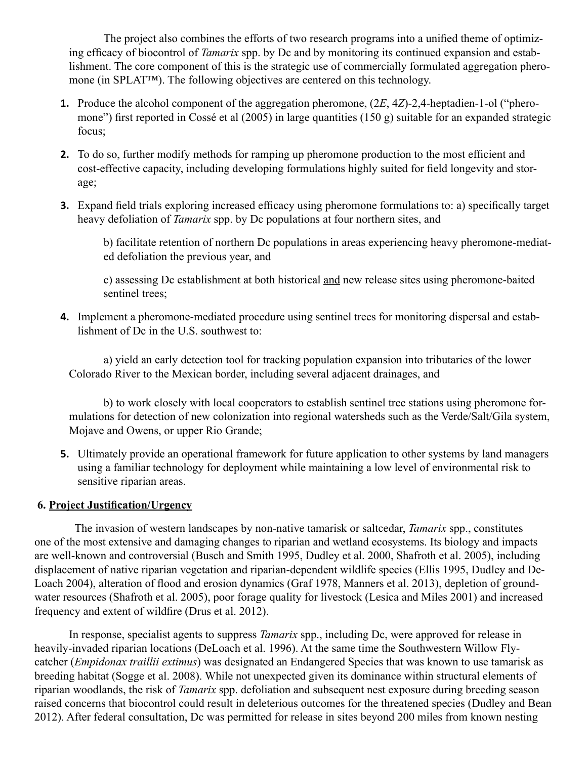The project also combines the efforts of two research programs into a unified theme of optimizing efficacy of biocontrol of *Tamarix* spp. by Dc and by monitoring its continued expansion and establishment. The core component of this is the strategic use of commercially formulated aggregation pheromone (in SPLAT™). The following objectives are centered on this technology.

1. Produce the alcohol component of the aggregation pheromone, (2*E*, 4*Z*)-2,4-heptadien-1-ol ("pheromone") first reported in Cossé et al (2005) in large quantities (150 g) suitable for an expanded strategic focus;

2. To do so, further modify methods for ramping up pheromone production to the most efficient and cost-effective capacity, including developing formulations highly suited for field longevity and storage;

3. Expand field trials exploring increased efficacy using pheromone formulations to: a) specifically target heavy defoliation of *Tamarix* spp. by Dc populations at four northern sites, and

   b) facilitate retention of northern Dc populations in areas experiencing heavy pheromone-mediated defoliation the previous year, and

   c) assessing Dc establishment at both historical and new release sites using pheromone-baited sentinel trees;

4. Implement a pheromone-mediated procedure using sentinel trees for monitoring dispersal and establishment of Dc in the U.S. southwest to:

   a) yield an early detection tool for tracking population expansion into tributaries of the lower Colorado River to the Mexican border, including several adjacent drainages, and

   b) to work closely with local cooperators to establish sentinel tree stations using pheromone formulations for detection of new colonization into regional watersheds such as the Verde/Salt/Gila system, Mojave and Owens, or upper Rio Grande;

5. Ultimately provide an operational framework for future application to other systems by land managers using a familiar technology for deployment while maintaining a low level of environmental risk to sensitive riparian areas.

## 6. Project Justification/Urgency

The invasion of western landscapes by non-native tamarisk or saltcedar, *Tamarix* spp., constitutes one of the most extensive and damaging changes to riparian and wetland ecosystems. Its biology and impacts are well-known and controversial (Busch and Smith 1995, Dudley et al. 2000, Shafroth et al. 2005), including displacement of native riparian vegetation and riparian-dependent wildlife species (Ellis 1995, Dudley and DeLoach 2004), alteration of flood and erosion dynamics (Graf 1978, Manners et al. 2013), depletion of groundwater resources (Shafroth et al. 2005), poor forage quality for livestock (Lesica and Miles 2001) and increased frequency and extent of wildfire (Drus et al. 2012).

In response, specialist agents to suppress *Tamarix* spp., including Dc, were approved for release in heavily-invaded riparian locations (DeLoach et al. 1996). At the same time the Southwestern Willow Flycatcher (*Empidonax traillii extimus*) was designated an Endangered Species that was known to use tamarisk as breeding habitat (Sogge et al. 2008). While not unexpected given its dominance within structural elements of riparian woodlands, the risk of *Tamarix* spp. defoliation and subsequent nest exposure during breeding season raised concerns that biocontrol could result in deleterious outcomes for the threatened species (Dudley and Bean 2012). After federal consultation, Dc was permitted for release in sites beyond 200 miles from known nesting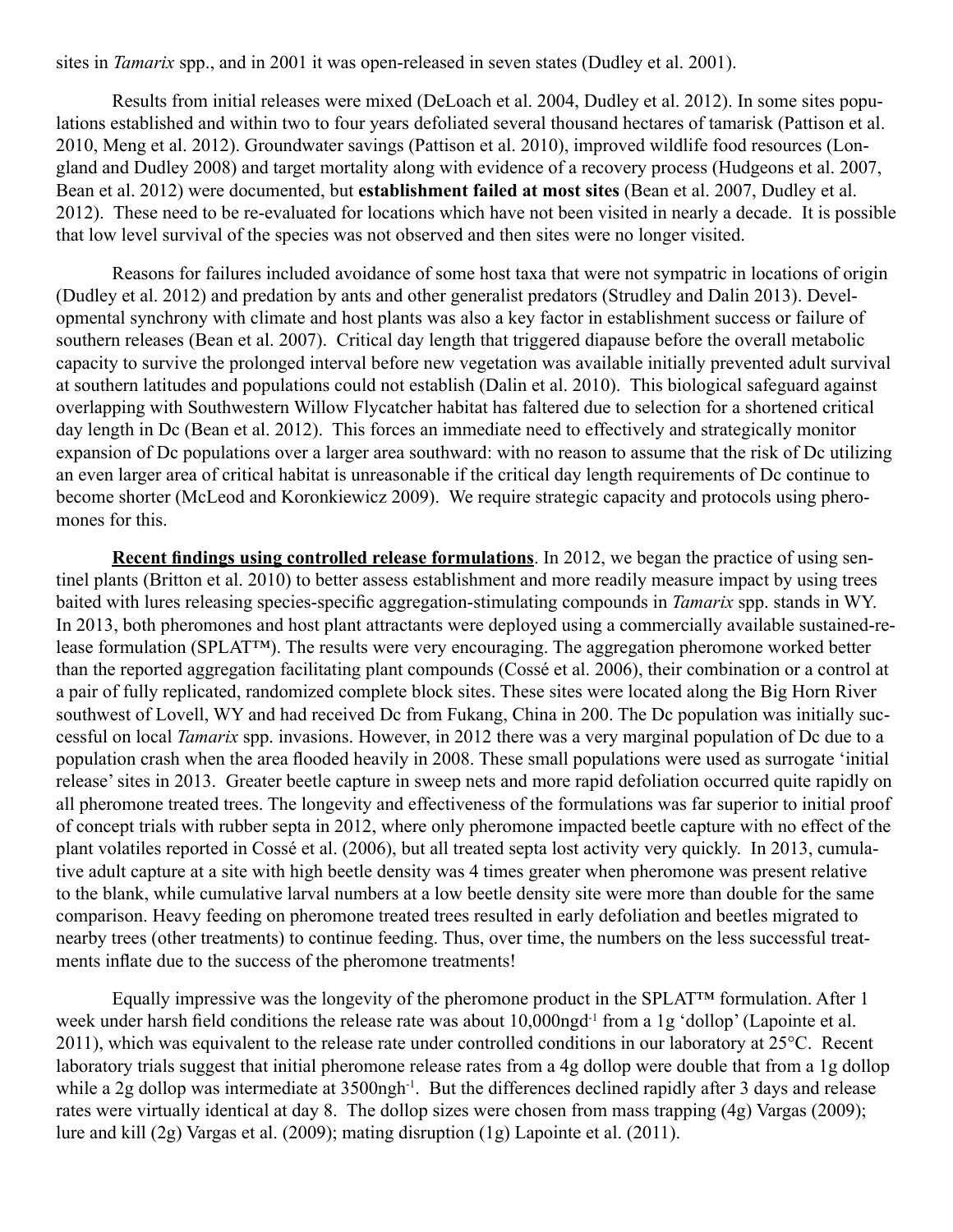sites in *Tamarix* spp., and in 2001 it was open-released in seven states (Dudley et al. 2001).

Results from initial releases were mixed (DeLoach et al. 2004, Dudley et al. 2012). In some sites populations established and within two to four years defoliated several thousand hectares of tamarisk (Pattison et al. 2010, Meng et al. 2012). Groundwater savings (Pattison et al. 2010), improved wildlife food resources (Longland and Dudley 2008) and target mortality along with evidence of a recovery process (Hudgeons et al. 2007, Bean et al. 2012) were documented, but **establishment failed at most sites** (Bean et al. 2007, Dudley et al. 2012). These need to be re-evaluated for locations which have not been visited in nearly a decade. It is possible that low level survival of the species was not observed and then sites were no longer visited.

Reasons for failures included avoidance of some host taxa that were not sympatric in locations of origin (Dudley et al. 2012) and predation by ants and other generalist predators (Strudley and Dalin 2013). Developmental synchrony with climate and host plants was also a key factor in establishment success or failure of southern releases (Bean et al. 2007). Critical day length that triggered diapause before the overall metabolic capacity to survive the prolonged interval before new vegetation was available initially prevented adult survival at southern latitudes and populations could not establish (Dalin et al. 2010). This biological safeguard against overlapping with Southwestern Willow Flycatcher habitat has faltered due to selection for a shortened critical day length in Dc (Bean et al. 2012). This forces an immediate need to effectively and strategically monitor expansion of Dc populations over a larger area southward: with no reason to assume that the risk of Dc utilizing an even larger area of critical habitat is unreasonable if the critical day length requirements of Dc continue to become shorter (McLeod and Koronkiewicz 2009). We require strategic capacity and protocols using pheromones for this.

**Recent findings using controlled release formulations**. In 2012, we began the practice of using sentinel plants (Britton et al. 2010) to better assess establishment and more readily measure impact by using trees baited with lures releasing species-specific aggregation-stimulating compounds in *Tamarix* spp. stands in WY. In 2013, both pheromones and host plant attractants were deployed using a commercially available sustained-release formulation (SPLAT™). The results were very encouraging. The aggregation pheromone worked better than the reported aggregation facilitating plant compounds (Cossé et al. 2006), their combination or a control at a pair of fully replicated, randomized complete block sites. These sites were located along the Big Horn River southwest of Lovell, WY and had received Dc from Fukang, China in 200. The Dc population was initially successful on local *Tamarix* spp. invasions. However, in 2012 there was a very marginal population of Dc due to a population crash when the area flooded heavily in 2008. These small populations were used as surrogate 'initial release' sites in 2013. Greater beetle capture in sweep nets and more rapid defoliation occurred quite rapidly on all pheromone treated trees. The longevity and effectiveness of the formulations was far superior to initial proof of concept trials with rubber septa in 2012, where only pheromone impacted beetle capture with no effect of the plant volatiles reported in Cossé et al. (2006), but all treated septa lost activity very quickly. In 2013, cumulative adult capture at a site with high beetle density was 4 times greater when pheromone was present relative to the blank, while cumulative larval numbers at a low beetle density site were more than double for the same comparison. Heavy feeding on pheromone treated trees resulted in early defoliation and beetles migrated to nearby trees (other treatments) to continue feeding. Thus, over time, the numbers on the less successful treatments inflate due to the success of the pheromone treatments!

Equally impressive was the longevity of the pheromone product in the SPLAT™ formulation. After 1 week under harsh field conditions the release rate was about 10,000ng$d^{-1}$ from a 1g 'dollop' (Lapointe et al. 2011), which was equivalent to the release rate under controlled conditions in our laboratory at 25°C. Recent laboratory trials suggest that initial pheromone release rates from a 4g dollop were double that from a 1g dollop while a 2g dollop was intermediate at 3500ng$h^{-1}$. But the differences declined rapidly after 3 days and release rates were virtually identical at day 8. The dollop sizes were chosen from mass trapping (4g) Vargas (2009); lure and kill (2g) Vargas et al. (2009); mating disruption (1g) Lapointe et al. (2011).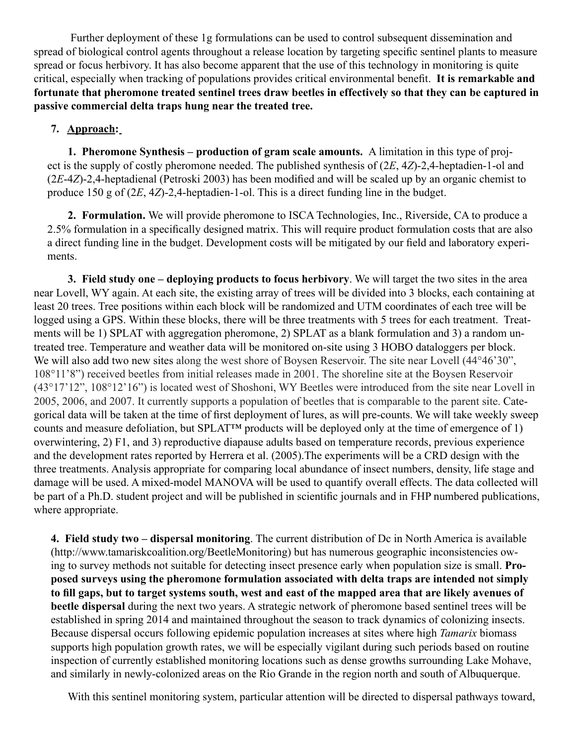Further deployment of these 1g formulations can be used to control subsequent dissemination and spread of biological control agents throughout a release location by targeting specific sentinel plants to measure spread or focus herbivory. It has also become apparent that the use of this technology in monitoring is quite critical, especially when tracking of populations provides critical environmental benefit. **It is remarkable and fortunate that pheromone treated sentinel trees draw beetles in effectively so that they can be captured in passive commercial delta traps hung near the treated tree.**

## 7. Approach:

**1. Pheromone Synthesis – production of gram scale amounts.** A limitation in this type of project is the supply of costly pheromone needed. The published synthesis of (2*E*, 4*Z*)-2,4-heptadien-1-ol and (2*E*-4*Z*)-2,4-heptadienal (Petroski 2003) has been modified and will be scaled up by an organic chemist to produce 150 g of (2*E*, 4*Z*)-2,4-heptadien-1-ol. This is a direct funding line in the budget.

**2. Formulation.** We will provide pheromone to ISCA Technologies, Inc., Riverside, CA to produce a 2.5% formulation in a specifically designed matrix. This will require product formulation costs that are also a direct funding line in the budget. Development costs will be mitigated by our field and laboratory experiments.

**3. Field study one – deploying products to focus herbivory**. We will target the two sites in the area near Lovell, WY again. At each site, the existing array of trees will be divided into 3 blocks, each containing at least 20 trees. Tree positions within each block will be randomized and UTM coordinates of each tree will be logged using a GPS. Within these blocks, there will be three treatments with 5 trees for each treatment. Treatments will be 1) SPLAT with aggregation pheromone, 2) SPLAT as a blank formulation and 3) a random untreated tree. Temperature and weather data will be monitored on-site using 3 HOBO dataloggers per block. We will also add two new sites along the west shore of Boysen Reservoir. The site near Lovell (44°46'30", 108°11'8") received beetles from initial releases made in 2001. The shoreline site at the Boysen Reservoir (43°17'12", 108°12'16") is located west of Shoshoni, WY Beetles were introduced from the site near Lovell in 2005, 2006, and 2007. It currently supports a population of beetles that is comparable to the parent site. Categorical data will be taken at the time of first deployment of lures, as will pre-counts. We will take weekly sweep counts and measure defoliation, but SPLAT™ products will be deployed only at the time of emergence of 1) overwintering, 2) F1, and 3) reproductive diapause adults based on temperature records, previous experience and the development rates reported by Herrera et al. (2005).The experiments will be a CRD design with the three treatments. Analysis appropriate for comparing local abundance of insect numbers, density, life stage and damage will be used. A mixed-model MANOVA will be used to quantify overall effects. The data collected will be part of a Ph.D. student project and will be published in scientific journals and in FHP numbered publications, where appropriate.

**4. Field study two – dispersal monitoring**. The current distribution of Dc in North America is available (http://www.tamariskcoalition.org/BeetleMonitoring) but has numerous geographic inconsistencies owing to survey methods not suitable for detecting insect presence early when population size is small. **Proposed surveys using the pheromone formulation associated with delta traps are intended not simply to fill gaps, but to target systems south, west and east of the mapped area that are likely avenues of beetle dispersal** during the next two years. A strategic network of pheromone based sentinel trees will be established in spring 2014 and maintained throughout the season to track dynamics of colonizing insects. Because dispersal occurs following epidemic population increases at sites where high *Tamarix* biomass supports high population growth rates, we will be especially vigilant during such periods based on routine inspection of currently established monitoring locations such as dense growths surrounding Lake Mohave, and similarly in newly-colonized areas on the Rio Grande in the region north and south of Albuquerque.

With this sentinel monitoring system, particular attention will be directed to dispersal pathways toward,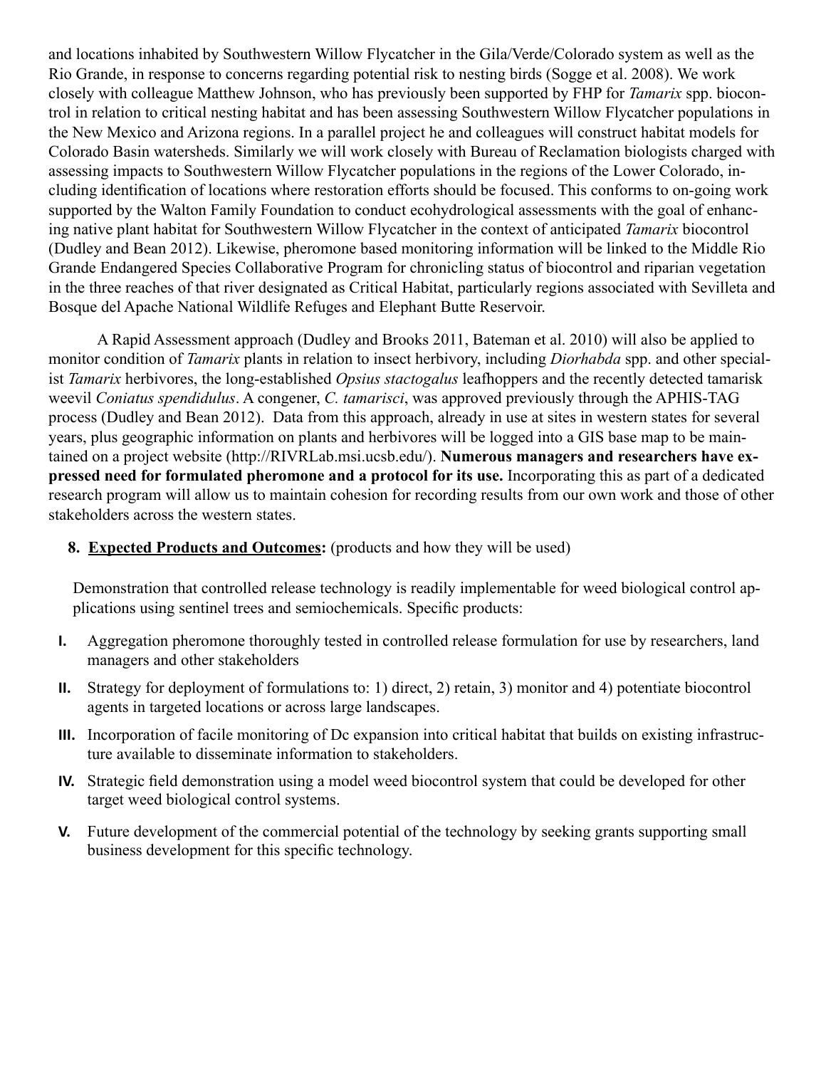and locations inhabited by Southwestern Willow Flycatcher in the Gila/Verde/Colorado system as well as the Rio Grande, in response to concerns regarding potential risk to nesting birds (Sogge et al. 2008). We work closely with colleague Matthew Johnson, who has previously been supported by FHP for *Tamarix* spp. biocontrol in relation to critical nesting habitat and has been assessing Southwestern Willow Flycatcher populations in the New Mexico and Arizona regions. In a parallel project he and colleagues will construct habitat models for Colorado Basin watersheds. Similarly we will work closely with Bureau of Reclamation biologists charged with assessing impacts to Southwestern Willow Flycatcher populations in the regions of the Lower Colorado, including identification of locations where restoration efforts should be focused. This conforms to on-going work supported by the Walton Family Foundation to conduct ecohydrological assessments with the goal of enhancing native plant habitat for Southwestern Willow Flycatcher in the context of anticipated *Tamarix* biocontrol (Dudley and Bean 2012). Likewise, pheromone based monitoring information will be linked to the Middle Rio Grande Endangered Species Collaborative Program for chronicling status of biocontrol and riparian vegetation in the three reaches of that river designated as Critical Habitat, particularly regions associated with Sevilleta and Bosque del Apache National Wildlife Refuges and Elephant Butte Reservoir.

A Rapid Assessment approach (Dudley and Brooks 2011, Bateman et al. 2010) will also be applied to monitor condition of *Tamarix* plants in relation to insect herbivory, including *Diorhabda* spp. and other specialist *Tamarix* herbivores, the long-established *Opsius stactogalus* leafhoppers and the recently detected tamarisk weevil *Coniatus spendidulus*. A congener, *C. tamarisci*, was approved previously through the APHIS-TAG process (Dudley and Bean 2012). Data from this approach, already in use at sites in western states for several years, plus geographic information on plants and herbivores will be logged into a GIS base map to be maintained on a project website (http://RIVRLab.msi.ucsb.edu/). **Numerous managers and researchers have expressed need for formulated pheromone and a protocol for its use.** Incorporating this as part of a dedicated research program will allow us to maintain cohesion for recording results from our own work and those of other stakeholders across the western states.

**8. <u>Expected Products and Outcomes:</u>** (products and how they will be used)

Demonstration that controlled release technology is readily implementable for weed biological control applications using sentinel trees and semiochemicals. Specific products:

- **I.** Aggregation pheromone thoroughly tested in controlled release formulation for use by researchers, land managers and other stakeholders
- **II.** Strategy for deployment of formulations to: 1) direct, 2) retain, 3) monitor and 4) potentiate biocontrol agents in targeted locations or across large landscapes.
- **III.** Incorporation of facile monitoring of Dc expansion into critical habitat that builds on existing infrastructure available to disseminate information to stakeholders.
- **IV.** Strategic field demonstration using a model weed biocontrol system that could be developed for other target weed biological control systems.
- **V.** Future development of the commercial potential of the technology by seeking grants supporting small business development for this specific technology.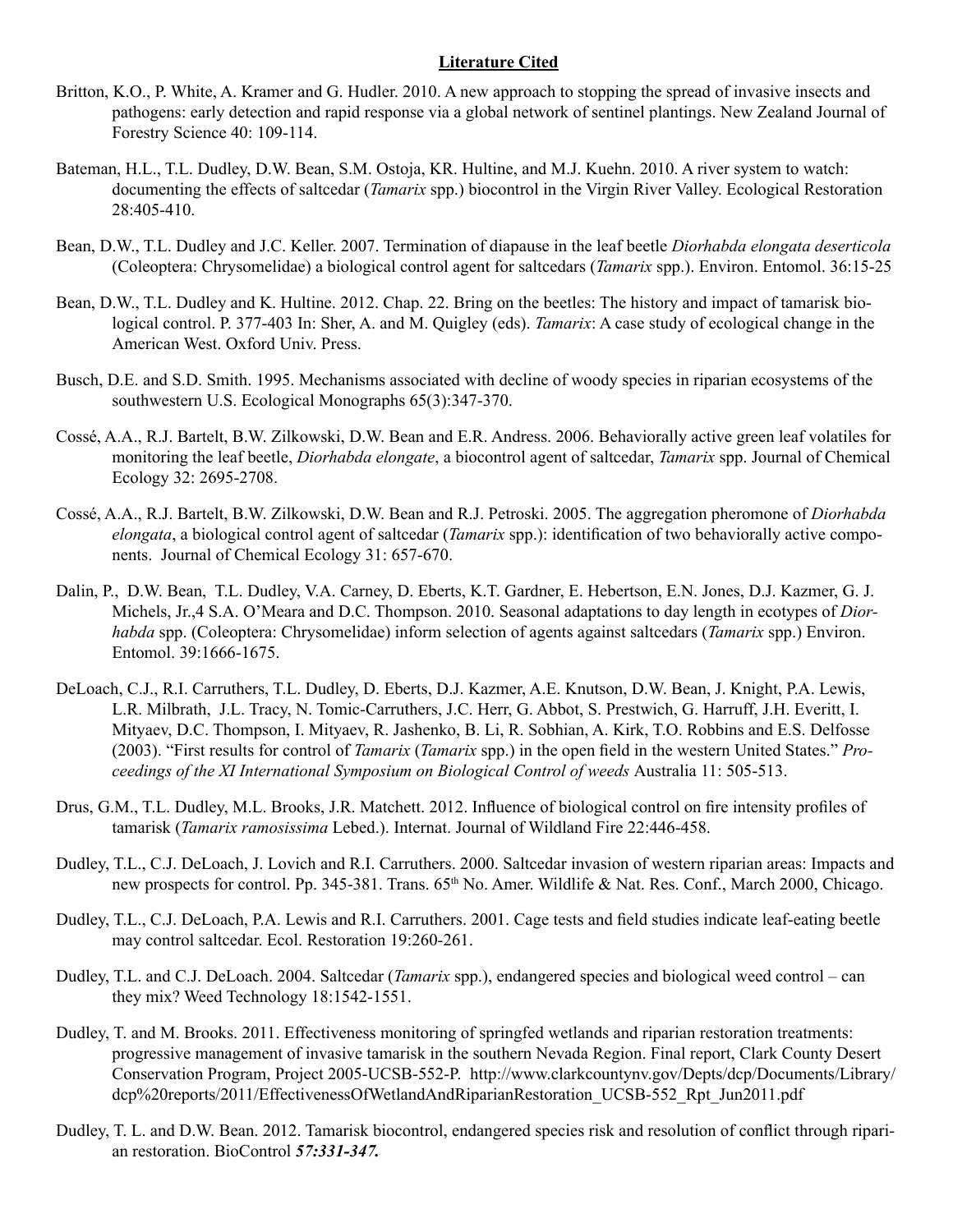## Literature Cited

Britton, K.O., P. White, A. Kramer and G. Hudler. 2010. A new approach to stopping the spread of invasive insects and pathogens: early detection and rapid response via a global network of sentinel plantings. New Zealand Journal of Forestry Science 40: 109-114.

Bateman, H.L., T.L. Dudley, D.W. Bean, S.M. Ostoja, KR. Hultine, and M.J. Kuehn. 2010. A river system to watch: documenting the effects of saltcedar (*Tamarix* spp.) biocontrol in the Virgin River Valley. Ecological Restoration 28:405-410.

Bean, D.W., T.L. Dudley and J.C. Keller. 2007. Termination of diapause in the leaf beetle *Diorhabda elongata deserticola* (Coleoptera: Chrysomelidae) a biological control agent for saltcedars (*Tamarix* spp.). Environ. Entomol. 36:15-25

Bean, D.W., T.L. Dudley and K. Hultine. 2012. Chap. 22. Bring on the beetles: The history and impact of tamarisk biological control. P. 377-403 In: Sher, A. and M. Quigley (eds). *Tamarix*: A case study of ecological change in the American West. Oxford Univ. Press.

Busch, D.E. and S.D. Smith. 1995. Mechanisms associated with decline of woody species in riparian ecosystems of the southwestern U.S. Ecological Monographs 65(3):347-370.

Cossé, A.A., R.J. Bartelt, B.W. Zilkowski, D.W. Bean and E.R. Andress. 2006. Behaviorally active green leaf volatiles for monitoring the leaf beetle, *Diorhabda elongate*, a biocontrol agent of saltcedar, *Tamarix* spp. Journal of Chemical Ecology 32: 2695-2708.

Cossé, A.A., R.J. Bartelt, B.W. Zilkowski, D.W. Bean and R.J. Petroski. 2005. The aggregation pheromone of *Diorhabda elongata*, a biological control agent of saltcedar (*Tamarix* spp.): identification of two behaviorally active components. Journal of Chemical Ecology 31: 657-670.

Dalin, P., D.W. Bean, T.L. Dudley, V.A. Carney, D. Eberts, K.T. Gardner, E. Hebertson, E.N. Jones, D.J. Kazmer, G. J. Michels, Jr.,4 S.A. O'Meara and D.C. Thompson. 2010. Seasonal adaptations to day length in ecotypes of *Diorhabda* spp. (Coleoptera: Chrysomelidae) inform selection of agents against saltcedars (*Tamarix* spp.) Environ. Entomol. 39:1666-1675.

DeLoach, C.J., R.I. Carruthers, T.L. Dudley, D. Eberts, D.J. Kazmer, A.E. Knutson, D.W. Bean, J. Knight, P.A. Lewis, L.R. Milbrath, J.L. Tracy, N. Tomic-Carruthers, J.C. Herr, G. Abbot, S. Prestwich, G. Harruff, J.H. Everitt, I. Mityaev, D.C. Thompson, I. Mityaev, R. Jashenko, B. Li, R. Sobhian, A. Kirk, T.O. Robbins and E.S. Delfosse (2003). "First results for control of *Tamarix* (*Tamarix* spp.) in the open field in the western United States." *Proceedings of the XI International Symposium on Biological Control of weeds* Australia 11: 505-513.

Drus, G.M., T.L. Dudley, M.L. Brooks, J.R. Matchett. 2012. Influence of biological control on fire intensity profiles of tamarisk (*Tamarix ramosissima* Lebed.). Internat. Journal of Wildland Fire 22:446-458.

Dudley, T.L., C.J. DeLoach, J. Lovich and R.I. Carruthers. 2000. Saltcedar invasion of western riparian areas: Impacts and new prospects for control. Pp. 345-381. Trans. 65th No. Amer. Wildlife & Nat. Res. Conf., March 2000, Chicago.

Dudley, T.L., C.J. DeLoach, P.A. Lewis and R.I. Carruthers. 2001. Cage tests and field studies indicate leaf-eating beetle may control saltcedar. Ecol. Restoration 19:260-261.

Dudley, T.L. and C.J. DeLoach. 2004. Saltcedar (*Tamarix* spp.), endangered species and biological weed control – can they mix? Weed Technology 18:1542-1551.

Dudley, T. and M. Brooks. 2011. Effectiveness monitoring of springfed wetlands and riparian restoration treatments: progressive management of invasive tamarisk in the southern Nevada Region. Final report, Clark County Desert Conservation Program, Project 2005-UCSB-552-P. http://www.clarkcountynv.gov/Depts/dcp/Documents/Library/dcp%20reports/2011/EffectivenessOfWetlandAndRiparianRestoration_UCSB-552_Rpt_Jun2011.pdf

Dudley, T. L. and D.W. Bean. 2012. Tamarisk biocontrol, endangered species risk and resolution of conflict through riparian restoration. BioControl ***57:331-347.***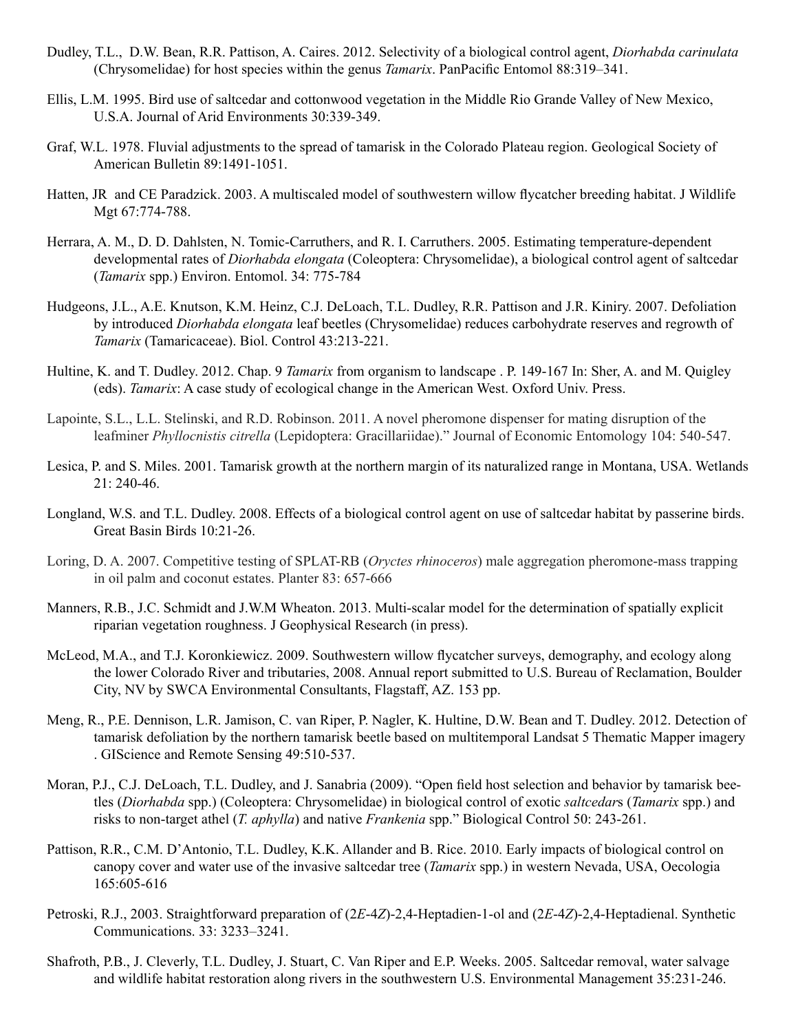Dudley, T.L., D.W. Bean, R.R. Pattison, A. Caires. 2012. Selectivity of a biological control agent, *Diorhabda carinulata* (Chrysomelidae) for host species within the genus *Tamarix*. PanPacific Entomol 88:319–341.

Ellis, L.M. 1995. Bird use of saltcedar and cottonwood vegetation in the Middle Rio Grande Valley of New Mexico, U.S.A. Journal of Arid Environments 30:339-349.

Graf, W.L. 1978. Fluvial adjustments to the spread of tamarisk in the Colorado Plateau region. Geological Society of American Bulletin 89:1491-1051.

Hatten, JR and CE Paradzick. 2003. A multiscaled model of southwestern willow flycatcher breeding habitat. J Wildlife Mgt 67:774-788.

Herrara, A. M., D. D. Dahlsten, N. Tomic-Carruthers, and R. I. Carruthers. 2005. Estimating temperature-dependent developmental rates of *Diorhabda elongata* (Coleoptera: Chrysomelidae), a biological control agent of saltcedar (*Tamarix* spp.) Environ. Entomol. 34: 775-784

Hudgeons, J.L., A.E. Knutson, K.M. Heinz, C.J. DeLoach, T.L. Dudley, R.R. Pattison and J.R. Kiniry. 2007. Defoliation by introduced *Diorhabda elongata* leaf beetles (Chrysomelidae) reduces carbohydrate reserves and regrowth of *Tamarix* (Tamaricaceae). Biol. Control 43:213-221.

Hultine, K. and T. Dudley. 2012. Chap. 9 *Tamarix* from organism to landscape . P. 149-167 In: Sher, A. and M. Quigley (eds). *Tamarix*: A case study of ecological change in the American West. Oxford Univ. Press.

Lapointe, S.L., L.L. Stelinski, and R.D. Robinson. 2011. A novel pheromone dispenser for mating disruption of the leafminer *Phyllocnistis citrella* (Lepidoptera: Gracillariidae)." Journal of Economic Entomology 104: 540-547.

Lesica, P. and S. Miles. 2001. Tamarisk growth at the northern margin of its naturalized range in Montana, USA. Wetlands 21: 240-46.

Longland, W.S. and T.L. Dudley. 2008. Effects of a biological control agent on use of saltcedar habitat by passerine birds. Great Basin Birds 10:21-26.

Loring, D. A. 2007. Competitive testing of SPLAT-RB (*Oryctes rhinoceros*) male aggregation pheromone-mass trapping in oil palm and coconut estates. Planter 83: 657-666

Manners, R.B., J.C. Schmidt and J.W.M Wheaton. 2013. Multi-scalar model for the determination of spatially explicit riparian vegetation roughness. J Geophysical Research (in press).

McLeod, M.A., and T.J. Koronkiewicz. 2009. Southwestern willow flycatcher surveys, demography, and ecology along the lower Colorado River and tributaries, 2008. Annual report submitted to U.S. Bureau of Reclamation, Boulder City, NV by SWCA Environmental Consultants, Flagstaff, AZ. 153 pp.

Meng, R., P.E. Dennison, L.R. Jamison, C. van Riper, P. Nagler, K. Hultine, D.W. Bean and T. Dudley. 2012. Detection of tamarisk defoliation by the northern tamarisk beetle based on multitemporal Landsat 5 Thematic Mapper imagery . GIScience and Remote Sensing 49:510-537.

Moran, P.J., C.J. DeLoach, T.L. Dudley, and J. Sanabria (2009). "Open field host selection and behavior by tamarisk beetles (*Diorhabda* spp.) (Coleoptera: Chrysomelidae) in biological control of exotic *saltcedar*s (*Tamarix* spp.) and risks to non-target athel (*T. aphylla*) and native *Frankenia* spp." Biological Control 50: 243-261.

Pattison, R.R., C.M. D'Antonio, T.L. Dudley, K.K. Allander and B. Rice. 2010. Early impacts of biological control on canopy cover and water use of the invasive saltcedar tree (*Tamarix* spp.) in western Nevada, USA, Oecologia 165:605-616

Petroski, R.J., 2003. Straightforward preparation of (2*E*-4*Z*)-2,4-Heptadien-1-ol and (2*E*-4*Z*)-2,4-Heptadienal. Synthetic Communications. 33: 3233–3241.

Shafroth, P.B., J. Cleverly, T.L. Dudley, J. Stuart, C. Van Riper and E.P. Weeks. 2005. Saltcedar removal, water salvage and wildlife habitat restoration along rivers in the southwestern U.S. Environmental Management 35:231-246.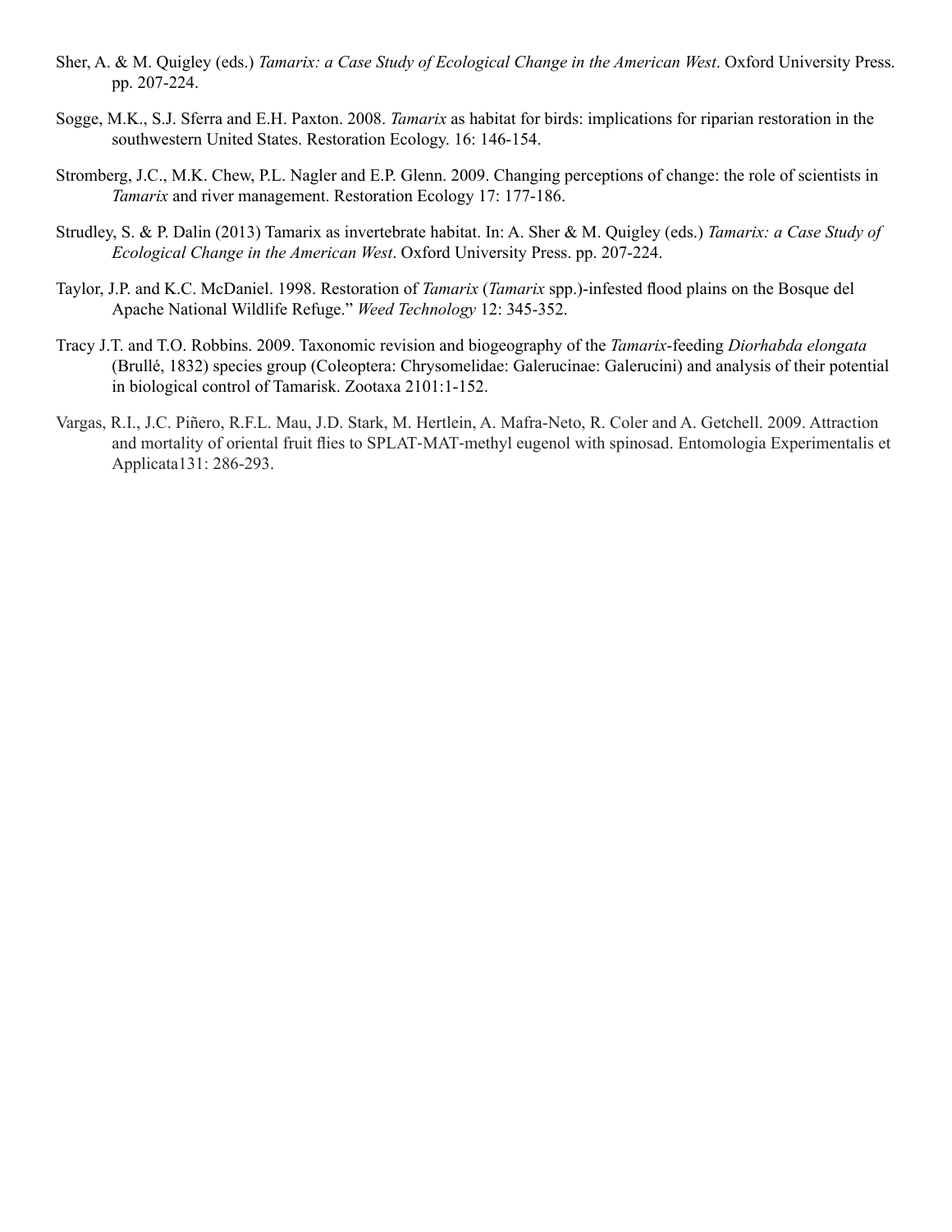Sher, A. & M. Quigley (eds.) *Tamarix: a Case Study of Ecological Change in the American West*. Oxford University Press. pp. 207-224.

Sogge, M.K., S.J. Sferra and E.H. Paxton. 2008. *Tamarix* as habitat for birds: implications for riparian restoration in the southwestern United States. Restoration Ecology. 16: 146-154.

Stromberg, J.C., M.K. Chew, P.L. Nagler and E.P. Glenn. 2009. Changing perceptions of change: the role of scientists in *Tamarix* and river management. Restoration Ecology 17: 177-186.

Strudley, S. & P. Dalin (2013) Tamarix as invertebrate habitat. In: A. Sher & M. Quigley (eds.) *Tamarix: a Case Study of Ecological Change in the American West*. Oxford University Press. pp. 207-224.

Taylor, J.P. and K.C. McDaniel. 1998. Restoration of *Tamarix* (*Tamarix* spp.)-infested flood plains on the Bosque del Apache National Wildlife Refuge." *Weed Technology* 12: 345-352.

Tracy J.T. and T.O. Robbins. 2009. Taxonomic revision and biogeography of the *Tamarix*-feeding *Diorhabda elongata* (Brullé, 1832) species group (Coleoptera: Chrysomelidae: Galerucinae: Galerucini) and analysis of their potential in biological control of Tamarisk. Zootaxa 2101:1-152.

Vargas, R.I., J.C. Piñero, R.F.L. Mau, J.D. Stark, M. Hertlein, A. Mafra-Neto, R. Coler and A. Getchell. 2009. Attraction and mortality of oriental fruit flies to SPLAT-MAT-methyl eugenol with spinosad. Entomologia Experimentalis et Applicata131: 286-293.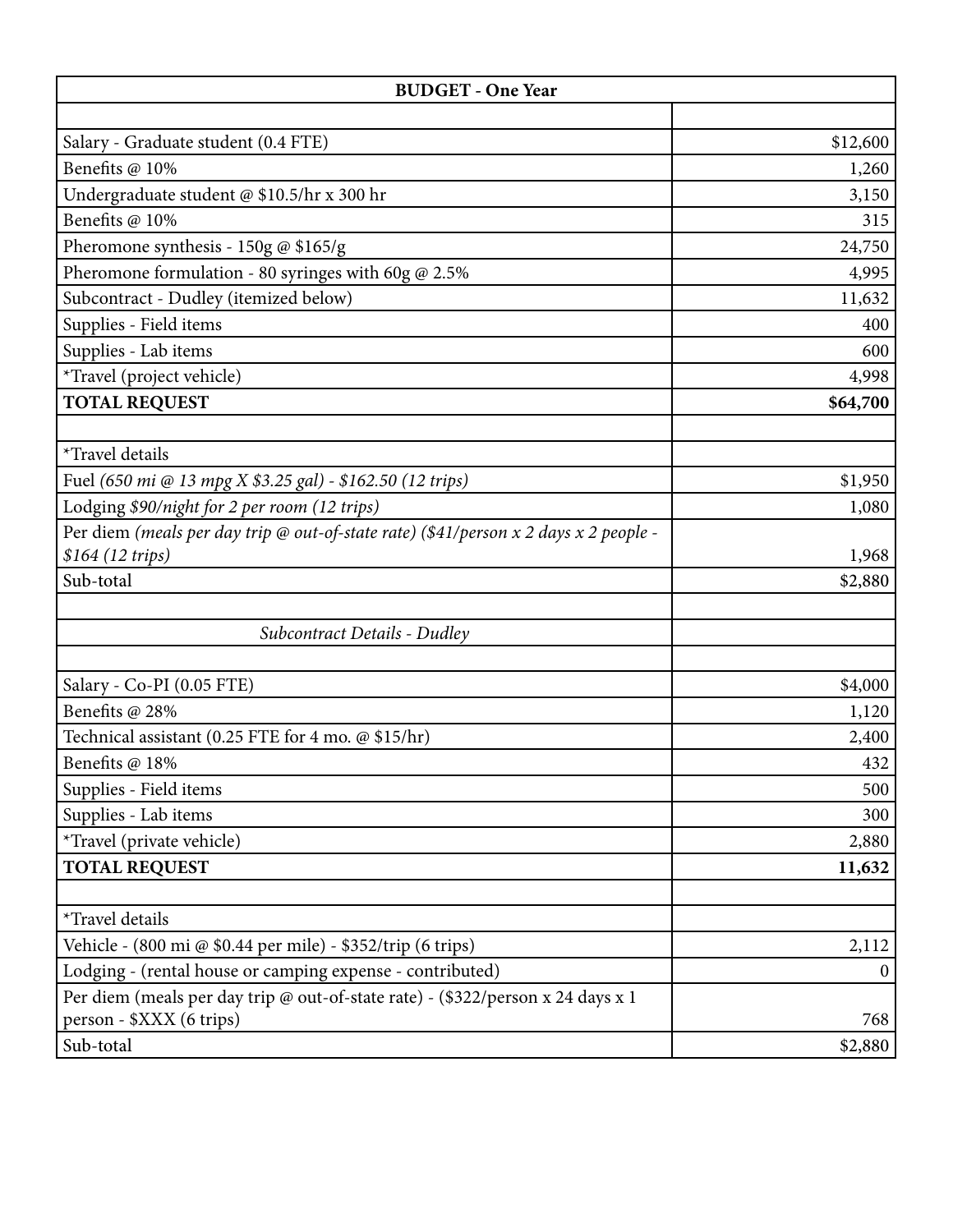| BUDGET - One Year | |
|---|---|
| | |
| Salary - Graduate student (0.4 FTE) | $12,600 |
| Benefits @ 10% | 1,260 |
| Undergraduate student @ $10.5/hr x 300 hr | 3,150 |
| Benefits @ 10% | 315 |
| Pheromone synthesis - 150g @ $165/g | 24,750 |
| Pheromone formulation - 80 syringes with 60g @ 2.5% | 4,995 |
| Subcontract - Dudley (itemized below) | 11,632 |
| Supplies - Field items | 400 |
| Supplies - Lab items | 600 |
| *Travel (project vehicle) | 4,998 |
| **TOTAL REQUEST** | **$64,700** |
| | |
| *Travel details | |
| Fuel *(650 mi @ 13 mpg X $3.25 gal) - $162.50 (12 trips)* | $1,950 |
| Lodging *$90/night for 2 per room (12 trips)* | 1,080 |
| Per diem *(meals per day trip @ out-of-state rate) ($41/person x 2 days x 2 people - $164 (12 trips)* | 1,968 |
| Sub-total | $2,880 |
| | |
| *Subcontract Details - Dudley* | |
| | |
| Salary - Co-PI (0.05 FTE) | $4,000 |
| Benefits @ 28% | 1,120 |
| Technical assistant (0.25 FTE for 4 mo. @ $15/hr) | 2,400 |
| Benefits @ 18% | 432 |
| Supplies - Field items | 500 |
| Supplies - Lab items | 300 |
| *Travel (private vehicle) | 2,880 |
| **TOTAL REQUEST** | **11,632** |
| | |
| *Travel details | |
| Vehicle - (800 mi @ $0.44 per mile) - $352/trip (6 trips) | 2,112 |
| Lodging - (rental house or camping expense - contributed) | 0 |
| Per diem (meals per day trip @ out-of-state rate) - ($322/person x 24 days x 1 person - $XXX (6 trips) | 768 |
| Sub-total | $2,880 |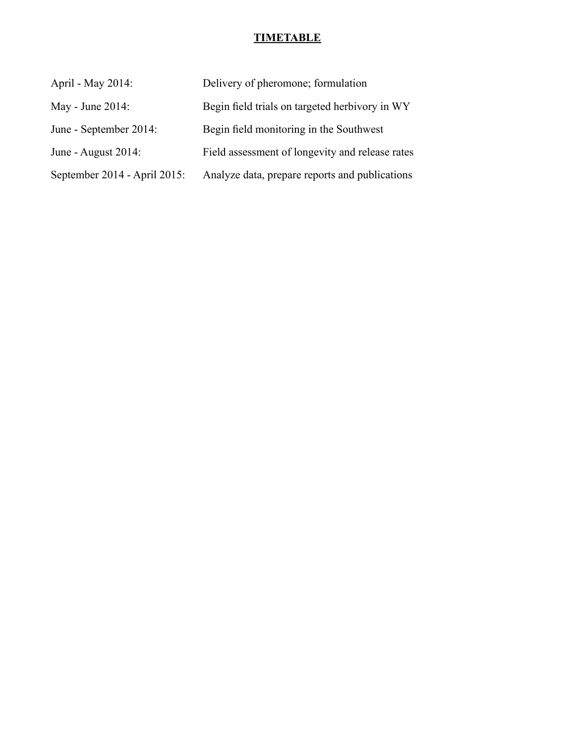# TIMETABLE

| | |
|---|---|
| April - May 2014: | Delivery of pheromone; formulation |
| May - June 2014: | Begin field trials on targeted herbivory in WY |
| June - September 2014: | Begin field monitoring in the Southwest |
| June - August 2014: | Field assessment of longevity and release rates |
| September 2014 - April 2015: | Analyze data, prepare reports and publications |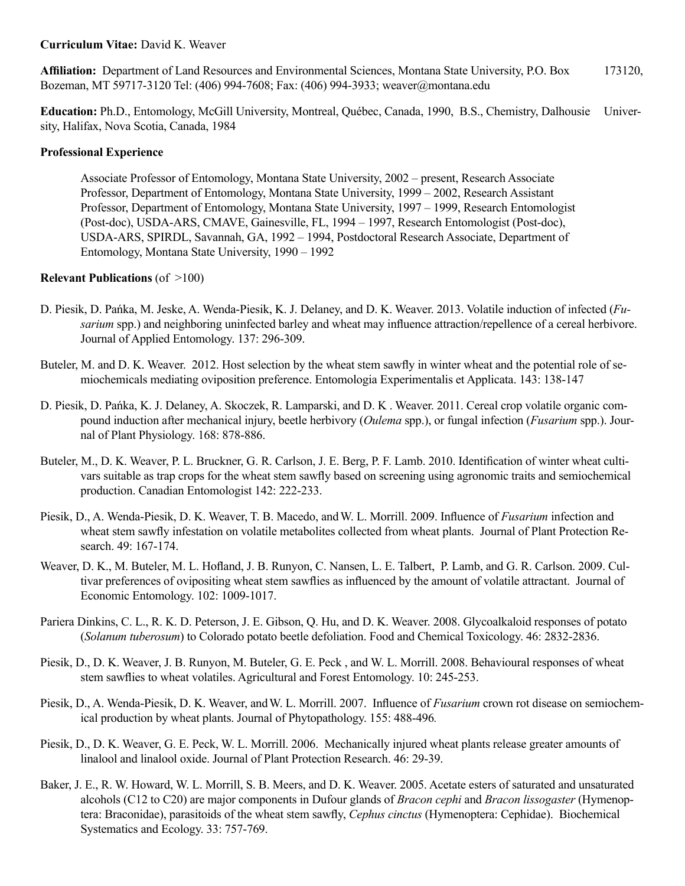**Curriculum Vitae:** David K. Weaver

**Affiliation:** Department of Land Resources and Environmental Sciences, Montana State University, P.O. Box 173120, Bozeman, MT 59717-3120 Tel: (406) 994-7608; Fax: (406) 994-3933; weaver@montana.edu

**Education:** Ph.D., Entomology, McGill University, Montreal, Québec, Canada, 1990, B.S., Chemistry, Dalhousie University, Halifax, Nova Scotia, Canada, 1984

**Professional Experience**

Associate Professor of Entomology, Montana State University, 2002 – present, Research Associate Professor, Department of Entomology, Montana State University, 1999 – 2002, Research Assistant Professor, Department of Entomology, Montana State University, 1997 – 1999, Research Entomologist (Post-doc), USDA-ARS, CMAVE, Gainesville, FL, 1994 – 1997, Research Entomologist (Post-doc), USDA-ARS, SPIRDL, Savannah, GA, 1992 – 1994, Postdoctoral Research Associate, Department of Entomology, Montana State University, 1990 – 1992

**Relevant Publications** (of >100)

D. Piesik, D. Pańka, M. Jeske, A. Wenda-Piesik, K. J. Delaney, and D. K. Weaver. 2013. Volatile induction of infected (*Fusarium* spp.) and neighboring uninfected barley and wheat may influence attraction/repellence of a cereal herbivore. Journal of Applied Entomology. 137: 296-309.

Buteler, M. and D. K. Weaver. 2012. Host selection by the wheat stem sawfly in winter wheat and the potential role of semiochemicals mediating oviposition preference. Entomologia Experimentalis et Applicata. 143: 138-147

D. Piesik, D. Pańka, K. J. Delaney, A. Skoczek, R. Lamparski, and D. K . Weaver. 2011. Cereal crop volatile organic compound induction after mechanical injury, beetle herbivory (*Oulema* spp.), or fungal infection (*Fusarium* spp.). Journal of Plant Physiology. 168: 878-886.

Buteler, M., D. K. Weaver, P. L. Bruckner, G. R. Carlson, J. E. Berg, P. F. Lamb. 2010. Identification of winter wheat cultivars suitable as trap crops for the wheat stem sawfly based on screening using agronomic traits and semiochemical production. Canadian Entomologist 142: 222-233.

Piesik, D., A. Wenda-Piesik, D. K. Weaver, T. B. Macedo, and W. L. Morrill. 2009. Influence of *Fusarium* infection and wheat stem sawfly infestation on volatile metabolites collected from wheat plants. Journal of Plant Protection Research. 49: 167-174.

Weaver, D. K., M. Buteler, M. L. Hofland, J. B. Runyon, C. Nansen, L. E. Talbert, P. Lamb, and G. R. Carlson. 2009. Cultivar preferences of ovipositing wheat stem sawflies as influenced by the amount of volatile attractant. Journal of Economic Entomology. 102: 1009-1017.

Pariera Dinkins, C. L., R. K. D. Peterson, J. E. Gibson, Q. Hu, and D. K. Weaver. 2008. Glycoalkaloid responses of potato (*Solanum tuberosum*) to Colorado potato beetle defoliation. Food and Chemical Toxicology. 46: 2832-2836.

Piesik, D., D. K. Weaver, J. B. Runyon, M. Buteler, G. E. Peck , and W. L. Morrill. 2008. Behavioural responses of wheat stem sawflies to wheat volatiles. Agricultural and Forest Entomology. 10: 245-253.

Piesik, D., A. Wenda-Piesik, D. K. Weaver, and W. L. Morrill. 2007. Influence of *Fusarium* crown rot disease on semiochemical production by wheat plants. Journal of Phytopathology. 155: 488-496.

Piesik, D., D. K. Weaver, G. E. Peck, W. L. Morrill. 2006. Mechanically injured wheat plants release greater amounts of linalool and linalool oxide. Journal of Plant Protection Research. 46: 29-39.

Baker, J. E., R. W. Howard, W. L. Morrill, S. B. Meers, and D. K. Weaver. 2005. Acetate esters of saturated and unsaturated alcohols (C12 to C20) are major components in Dufour glands of *Bracon cephi* and *Bracon lissogaster* (Hymenoptera: Braconidae), parasitoids of the wheat stem sawfly, *Cephus cinctus* (Hymenoptera: Cephidae). Biochemical Systematics and Ecology. 33: 757-769.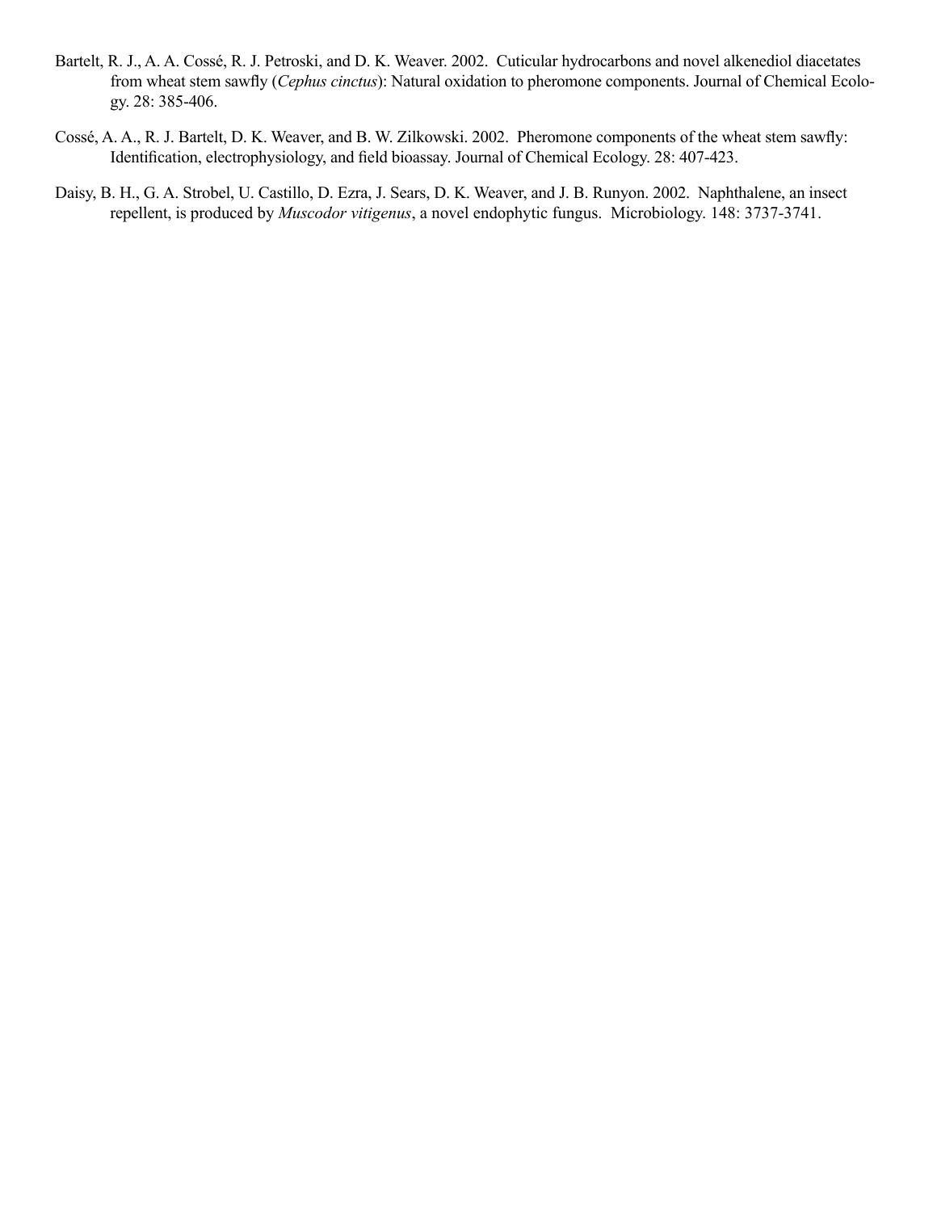Bartelt, R. J., A. A. Cossé, R. J. Petroski, and D. K. Weaver. 2002. Cuticular hydrocarbons and novel alkenediol diacetates from wheat stem sawfly (*Cephus cinctus*): Natural oxidation to pheromone components. Journal of Chemical Ecology. 28: 385-406.

Cossé, A. A., R. J. Bartelt, D. K. Weaver, and B. W. Zilkowski. 2002. Pheromone components of the wheat stem sawfly: Identification, electrophysiology, and field bioassay. Journal of Chemical Ecology. 28: 407-423.

Daisy, B. H., G. A. Strobel, U. Castillo, D. Ezra, J. Sears, D. K. Weaver, and J. B. Runyon. 2002. Naphthalene, an insect repellent, is produced by *Muscodor vitigenus*, a novel endophytic fungus. Microbiology. 148: 3737-3741.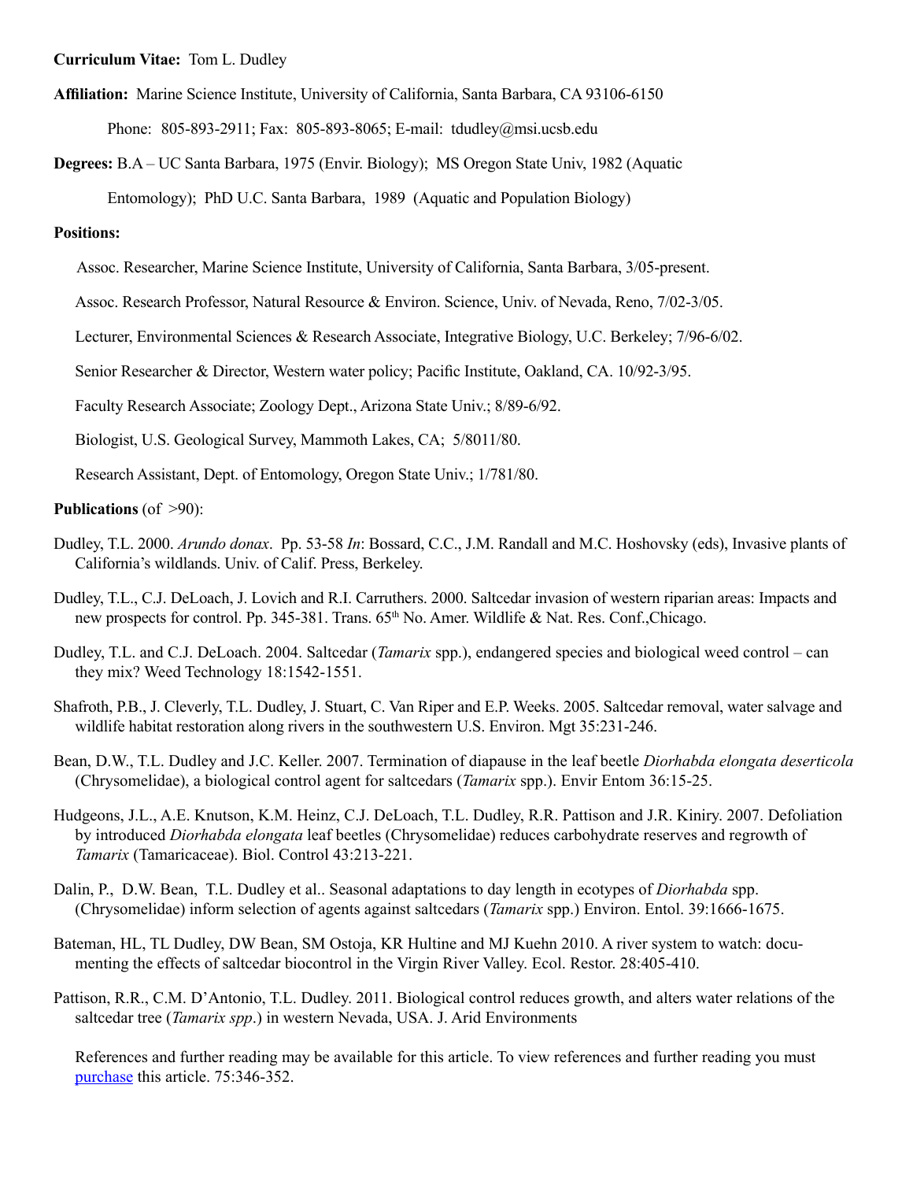**Curriculum Vitae:** Tom L. Dudley

**Affiliation:** Marine Science Institute, University of California, Santa Barbara, CA 93106-6150

Phone: 805-893-2911; Fax: 805-893-8065; E-mail: tdudley@msi.ucsb.edu

**Degrees:** B.A – UC Santa Barbara, 1975 (Envir. Biology); MS Oregon State Univ, 1982 (Aquatic Entomology); PhD U.C. Santa Barbara, 1989 (Aquatic and Population Biology)

**Positions:**

Assoc. Researcher, Marine Science Institute, University of California, Santa Barbara, 3/05-present.

Assoc. Research Professor, Natural Resource & Environ. Science, Univ. of Nevada, Reno, 7/02-3/05.

Lecturer, Environmental Sciences & Research Associate, Integrative Biology, U.C. Berkeley; 7/96-6/02.

Senior Researcher & Director, Western water policy; Pacific Institute, Oakland, CA. 10/92-3/95.

Faculty Research Associate; Zoology Dept., Arizona State Univ.; 8/89-6/92.

Biologist, U.S. Geological Survey, Mammoth Lakes, CA; 5/8011/80.

Research Assistant, Dept. of Entomology, Oregon State Univ.; 1/781/80.

**Publications** (of >90):

Dudley, T.L. 2000. *Arundo donax*. Pp. 53-58 *In*: Bossard, C.C., J.M. Randall and M.C. Hoshovsky (eds), Invasive plants of California's wildlands. Univ. of Calif. Press, Berkeley.

Dudley, T.L., C.J. DeLoach, J. Lovich and R.I. Carruthers. 2000. Saltcedar invasion of western riparian areas: Impacts and new prospects for control. Pp. 345-381. Trans. 65th No. Amer. Wildlife & Nat. Res. Conf.,Chicago.

Dudley, T.L. and C.J. DeLoach. 2004. Saltcedar (*Tamarix* spp.), endangered species and biological weed control – can they mix? Weed Technology 18:1542-1551.

Shafroth, P.B., J. Cleverly, T.L. Dudley, J. Stuart, C. Van Riper and E.P. Weeks. 2005. Saltcedar removal, water salvage and wildlife habitat restoration along rivers in the southwestern U.S. Environ. Mgt 35:231-246.

Bean, D.W., T.L. Dudley and J.C. Keller. 2007. Termination of diapause in the leaf beetle *Diorhabda elongata deserticola* (Chrysomelidae), a biological control agent for saltcedars (*Tamarix* spp.). Envir Entom 36:15-25.

Hudgeons, J.L., A.E. Knutson, K.M. Heinz, C.J. DeLoach, T.L. Dudley, R.R. Pattison and J.R. Kiniry. 2007. Defoliation by introduced *Diorhabda elongata* leaf beetles (Chrysomelidae) reduces carbohydrate reserves and regrowth of *Tamarix* (Tamaricaceae). Biol. Control 43:213-221.

Dalin, P., D.W. Bean, T.L. Dudley et al.. Seasonal adaptations to day length in ecotypes of *Diorhabda* spp. (Chrysomelidae) inform selection of agents against saltcedars (*Tamarix* spp.) Environ. Entol. 39:1666-1675.

Bateman, HL, TL Dudley, DW Bean, SM Ostoja, KR Hultine and MJ Kuehn 2010. A river system to watch: documenting the effects of saltcedar biocontrol in the Virgin River Valley. Ecol. Restor. 28:405-410.

Pattison, R.R., C.M. D'Antonio, T.L. Dudley. 2011. Biological control reduces growth, and alters water relations of the saltcedar tree (*Tamarix spp*.) in western Nevada, USA. J. Arid Environments

References and further reading may be available for this article. To view references and further reading you must purchase this article. 75:346-352.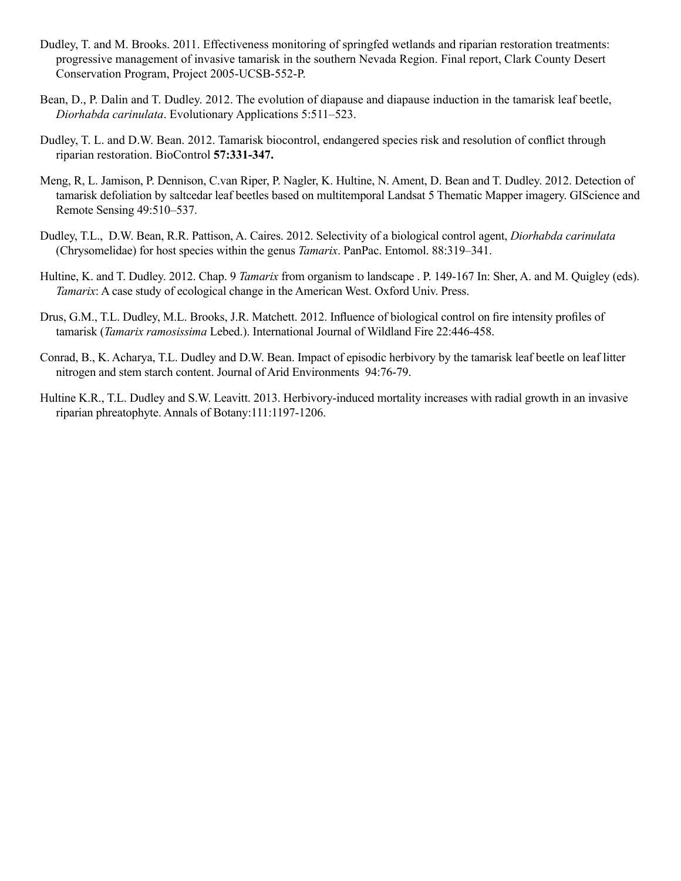Dudley, T. and M. Brooks. 2011. Effectiveness monitoring of springfed wetlands and riparian restoration treatments: progressive management of invasive tamarisk in the southern Nevada Region. Final report, Clark County Desert Conservation Program, Project 2005-UCSB-552-P.

Bean, D., P. Dalin and T. Dudley. 2012. The evolution of diapause and diapause induction in the tamarisk leaf beetle, *Diorhabda carinulata*. Evolutionary Applications 5:511–523.

Dudley, T. L. and D.W. Bean. 2012. Tamarisk biocontrol, endangered species risk and resolution of conflict through riparian restoration. BioControl **57:331-347.**

Meng, R, L. Jamison, P. Dennison, C.van Riper, P. Nagler, K. Hultine, N. Ament, D. Bean and T. Dudley. 2012. Detection of tamarisk defoliation by saltcedar leaf beetles based on multitemporal Landsat 5 Thematic Mapper imagery. GIScience and Remote Sensing 49:510–537.

Dudley, T.L., D.W. Bean, R.R. Pattison, A. Caires. 2012. Selectivity of a biological control agent, *Diorhabda carinulata* (Chrysomelidae) for host species within the genus *Tamarix*. PanPac. Entomol. 88:319–341.

Hultine, K. and T. Dudley. 2012. Chap. 9 *Tamarix* from organism to landscape . P. 149-167 In: Sher, A. and M. Quigley (eds). *Tamarix*: A case study of ecological change in the American West. Oxford Univ. Press.

Drus, G.M., T.L. Dudley, M.L. Brooks, J.R. Matchett. 2012. Influence of biological control on fire intensity profiles of tamarisk (*Tamarix ramosissima* Lebed.). International Journal of Wildland Fire 22:446-458.

Conrad, B., K. Acharya, T.L. Dudley and D.W. Bean. Impact of episodic herbivory by the tamarisk leaf beetle on leaf litter nitrogen and stem starch content. Journal of Arid Environments 94:76-79.

Hultine K.R., T.L. Dudley and S.W. Leavitt. 2013. Herbivory-induced mortality increases with radial growth in an invasive riparian phreatophyte. Annals of Botany:111:1197-1206.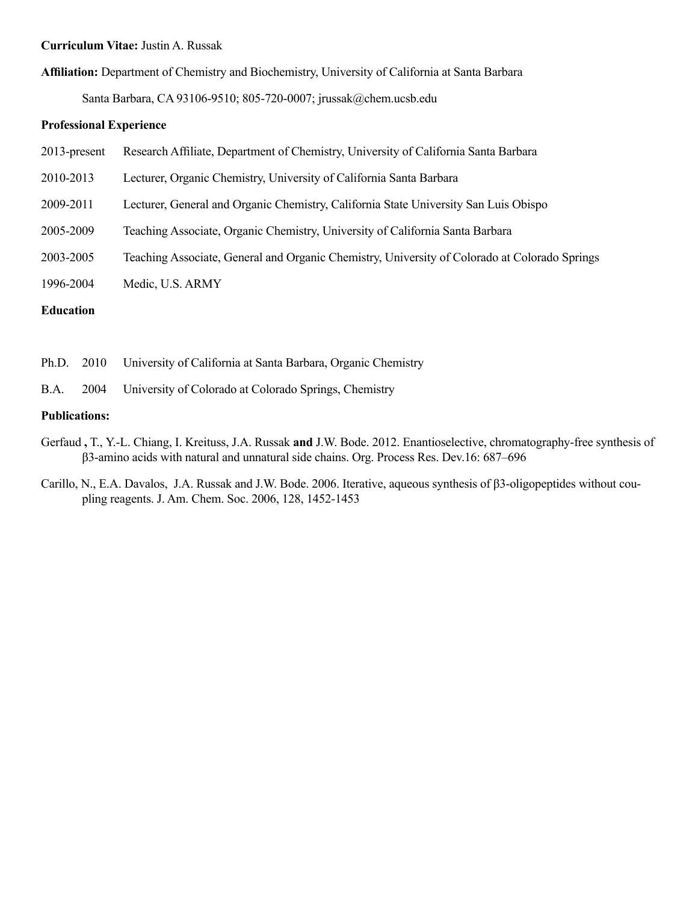**Curriculum Vitae:** Justin A. Russak

**Affiliation:** Department of Chemistry and Biochemistry, University of California at Santa Barbara

Santa Barbara, CA 93106-9510; 805-720-0007; jrussak@chem.ucsb.edu

**Professional Experience**

| | |
|---|---|
| 2013-present | Research Affiliate, Department of Chemistry, University of California Santa Barbara |
| 2010-2013 | Lecturer, Organic Chemistry, University of California Santa Barbara |
| 2009-2011 | Lecturer, General and Organic Chemistry, California State University San Luis Obispo |
| 2005-2009 | Teaching Associate, Organic Chemistry, University of California Santa Barbara |
| 2003-2005 | Teaching Associate, General and Organic Chemistry, University of Colorado at Colorado Springs |
| 1996-2004 | Medic, U.S. ARMY |

**Education**

| | | |
|---|---|---|
| Ph.D. | 2010 | University of California at Santa Barbara, Organic Chemistry |
| B.A. | 2004 | University of Colorado at Colorado Springs, Chemistry |

**Publications:**

Gerfaud **,** T., Y.-L. Chiang, I. Kreituss, J.A. Russak **and** J.W. Bode. 2012. Enantioselective, chromatography-free synthesis of β3-amino acids with natural and unnatural side chains. Org. Process Res. Dev.16: 687–696

Carillo, N., E.A. Davalos, J.A. Russak and J.W. Bode. 2006. Iterative, aqueous synthesis of β3-oligopeptides without coupling reagents. J. Am. Chem. Soc. 2006, 128, 1452-1453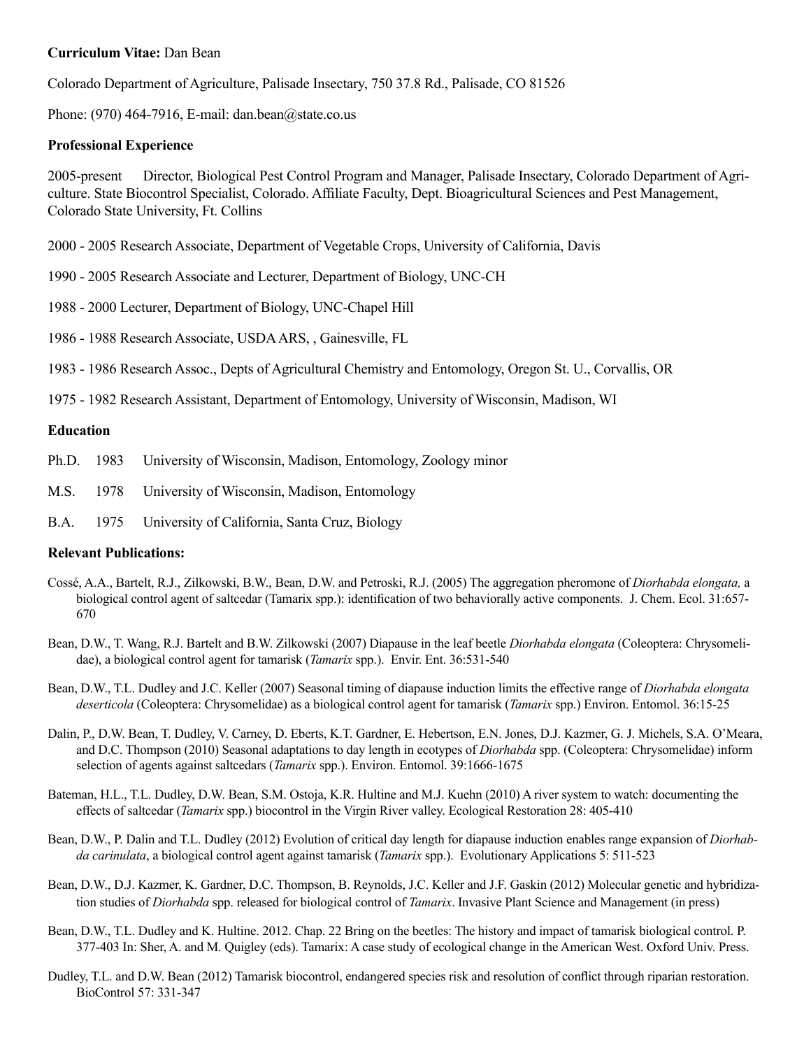**Curriculum Vitae:** Dan Bean

Colorado Department of Agriculture, Palisade Insectary, 750 37.8 Rd., Palisade, CO 81526

Phone: (970) 464-7916, E-mail: dan.bean@state.co.us

**Professional Experience**

2005-present Director, Biological Pest Control Program and Manager, Palisade Insectary, Colorado Department of Agriculture. State Biocontrol Specialist, Colorado. Affiliate Faculty, Dept. Bioagricultural Sciences and Pest Management, Colorado State University, Ft. Collins

2000 - 2005 Research Associate, Department of Vegetable Crops, University of California, Davis

1990 - 2005 Research Associate and Lecturer, Department of Biology, UNC-CH

1988 - 2000 Lecturer, Department of Biology, UNC-Chapel Hill

1986 - 1988 Research Associate, USDA ARS, , Gainesville, FL

1983 - 1986 Research Assoc., Depts of Agricultural Chemistry and Entomology, Oregon St. U., Corvallis, OR

1975 - 1982 Research Assistant, Department of Entomology, University of Wisconsin, Madison, WI

**Education**

Ph.D. 1983 University of Wisconsin, Madison, Entomology, Zoology minor

M.S. 1978 University of Wisconsin, Madison, Entomology

B.A. 1975 University of California, Santa Cruz, Biology

**Relevant Publications:**

Cossé, A.A., Bartelt, R.J., Zilkowski, B.W., Bean, D.W. and Petroski, R.J. (2005) The aggregation pheromone of *Diorhabda elongata,* a biological control agent of saltcedar (Tamarix spp.): identification of two behaviorally active components. J. Chem. Ecol. 31:657-670

Bean, D.W., T. Wang, R.J. Bartelt and B.W. Zilkowski (2007) Diapause in the leaf beetle *Diorhabda elongata* (Coleoptera: Chrysomelidae), a biological control agent for tamarisk (*Tamarix* spp.). Envir. Ent. 36:531-540

Bean, D.W., T.L. Dudley and J.C. Keller (2007) Seasonal timing of diapause induction limits the effective range of *Diorhabda elongata deserticola* (Coleoptera: Chrysomelidae) as a biological control agent for tamarisk (*Tamarix* spp.) Environ. Entomol. 36:15-25

Dalin, P., D.W. Bean, T. Dudley, V. Carney, D. Eberts, K.T. Gardner, E. Hebertson, E.N. Jones, D.J. Kazmer, G. J. Michels, S.A. O'Meara, and D.C. Thompson (2010) Seasonal adaptations to day length in ecotypes of *Diorhabda* spp. (Coleoptera: Chrysomelidae) inform selection of agents against saltcedars (*Tamarix* spp.). Environ. Entomol. 39:1666-1675

Bateman, H.L., T.L. Dudley, D.W. Bean, S.M. Ostoja, K.R. Hultine and M.J. Kuehn (2010) A river system to watch: documenting the effects of saltcedar (*Tamarix* spp.) biocontrol in the Virgin River valley. Ecological Restoration 28: 405-410

Bean, D.W., P. Dalin and T.L. Dudley (2012) Evolution of critical day length for diapause induction enables range expansion of *Diorhabda carinulata*, a biological control agent against tamarisk (*Tamarix* spp.). Evolutionary Applications 5: 511-523

Bean, D.W., D.J. Kazmer, K. Gardner, D.C. Thompson, B. Reynolds, J.C. Keller and J.F. Gaskin (2012) Molecular genetic and hybridization studies of *Diorhabda* spp. released for biological control of *Tamarix*. Invasive Plant Science and Management (in press)

Bean, D.W., T.L. Dudley and K. Hultine. 2012. Chap. 22 Bring on the beetles: The history and impact of tamarisk biological control. P. 377-403 In: Sher, A. and M. Quigley (eds). Tamarix: A case study of ecological change in the American West. Oxford Univ. Press.

Dudley, T.L. and D.W. Bean (2012) Tamarisk biocontrol, endangered species risk and resolution of conflict through riparian restoration. BioControl 57: 331-347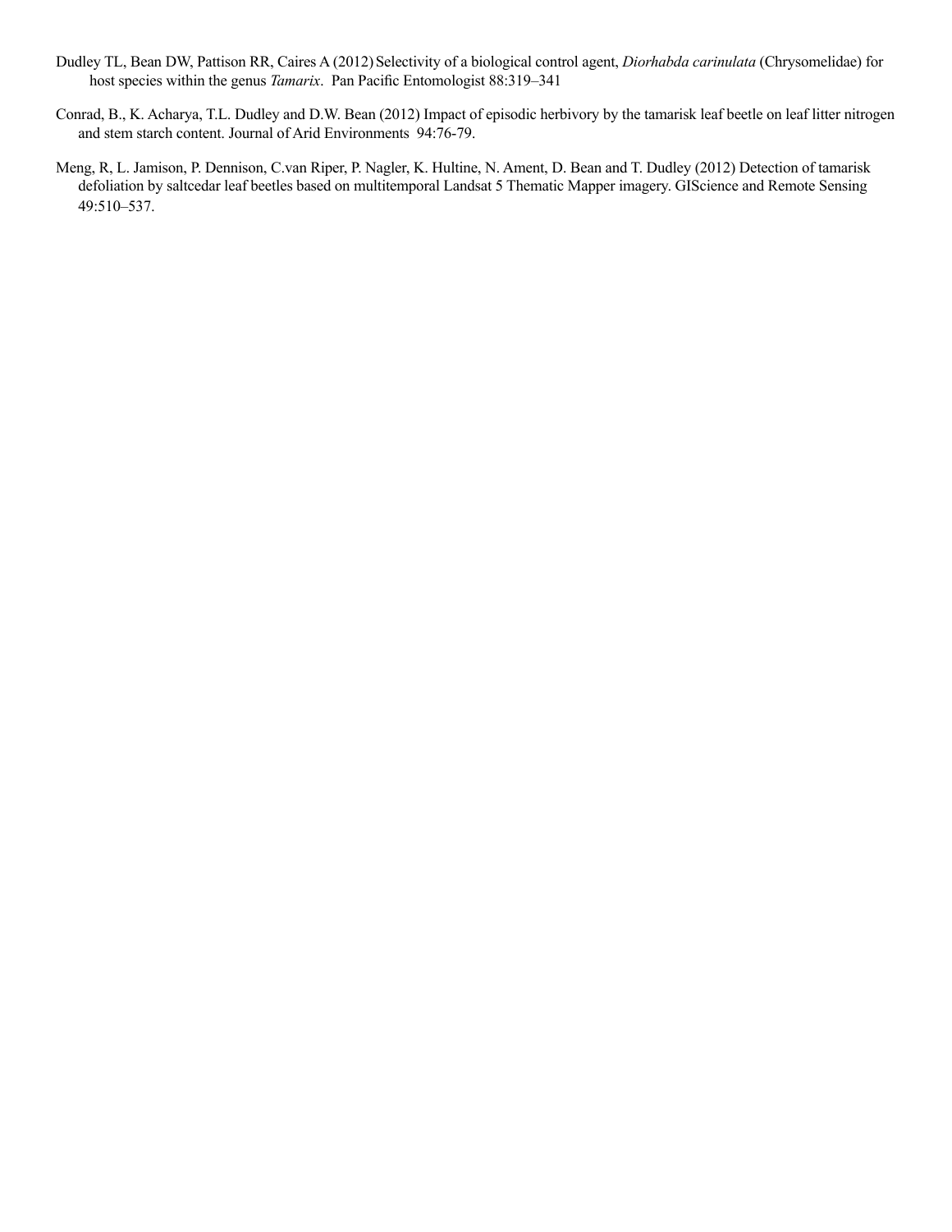Dudley TL, Bean DW, Pattison RR, Caires A (2012) Selectivity of a biological control agent, *Diorhabda carinulata* (Chrysomelidae) for host species within the genus *Tamarix*. Pan Pacific Entomologist 88:319–341

Conrad, B., K. Acharya, T.L. Dudley and D.W. Bean (2012) Impact of episodic herbivory by the tamarisk leaf beetle on leaf litter nitrogen and stem starch content. Journal of Arid Environments 94:76-79.

Meng, R, L. Jamison, P. Dennison, C.van Riper, P. Nagler, K. Hultine, N. Ament, D. Bean and T. Dudley (2012) Detection of tamarisk defoliation by saltcedar leaf beetles based on multitemporal Landsat 5 Thematic Mapper imagery. GIScience and Remote Sensing 49:510–537.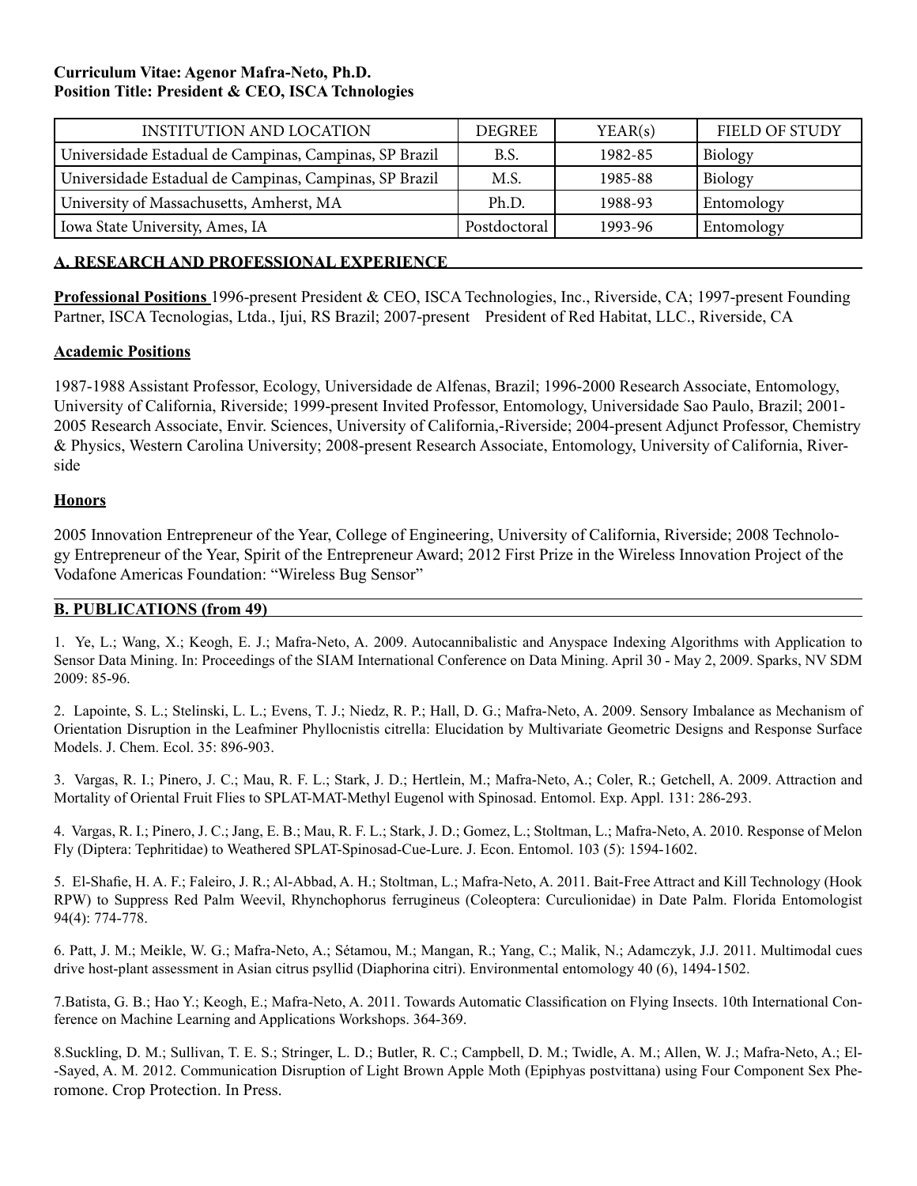**Curriculum Vitae: Agenor Mafra-Neto, Ph.D.**
**Position Title: President & CEO, ISCA Tchnologies**

| INSTITUTION AND LOCATION | DEGREE | YEAR(s) | FIELD OF STUDY |
|---|---|---|---|
| Universidade Estadual de Campinas, Campinas, SP Brazil | B.S. | 1982-85 | Biology |
| Universidade Estadual de Campinas, Campinas, SP Brazil | M.S. | 1985-88 | Biology |
| University of Massachusetts, Amherst, MA | Ph.D. | 1988-93 | Entomology |
| Iowa State University, Ames, IA | Postdoctoral | 1993-96 | Entomology |

## A. RESEARCH AND PROFESSIONAL EXPERIENCE

**Professional Positions** 1996-present President & CEO, ISCA Technologies, Inc., Riverside, CA; 1997-present Founding Partner, ISCA Tecnologias, Ltda., Ijui, RS Brazil; 2007-present President of Red Habitat, LLC., Riverside, CA

**Academic Positions**

1987-1988 Assistant Professor, Ecology, Universidade de Alfenas, Brazil; 1996-2000 Research Associate, Entomology, University of California, Riverside; 1999-present Invited Professor, Entomology, Universidade Sao Paulo, Brazil; 2001-2005 Research Associate, Envir. Sciences, University of California,-Riverside; 2004-present Adjunct Professor, Chemistry & Physics, Western Carolina University; 2008-present Research Associate, Entomology, University of California, Riverside

**Honors**

2005 Innovation Entrepreneur of the Year, College of Engineering, University of California, Riverside; 2008 Technology Entrepreneur of the Year, Spirit of the Entrepreneur Award; 2012 First Prize in the Wireless Innovation Project of the Vodafone Americas Foundation: "Wireless Bug Sensor"

## B. PUBLICATIONS (from 49)

1. Ye, L.; Wang, X.; Keogh, E. J.; Mafra-Neto, A. 2009. Autocannibalistic and Anyspace Indexing Algorithms with Application to Sensor Data Mining. In: Proceedings of the SIAM International Conference on Data Mining. April 30 - May 2, 2009. Sparks, NV SDM 2009: 85-96.

2. Lapointe, S. L.; Stelinski, L. L.; Evens, T. J.; Niedz, R. P.; Hall, D. G.; Mafra-Neto, A. 2009. Sensory Imbalance as Mechanism of Orientation Disruption in the Leafminer Phyllocnistis citrella: Elucidation by Multivariate Geometric Designs and Response Surface Models. J. Chem. Ecol. 35: 896-903.

3. Vargas, R. I.; Pinero, J. C.; Mau, R. F. L.; Stark, J. D.; Hertlein, M.; Mafra-Neto, A.; Coler, R.; Getchell, A. 2009. Attraction and Mortality of Oriental Fruit Flies to SPLAT-MAT-Methyl Eugenol with Spinosad. Entomol. Exp. Appl. 131: 286-293.

4. Vargas, R. I.; Pinero, J. C.; Jang, E. B.; Mau, R. F. L.; Stark, J. D.; Gomez, L.; Stoltman, L.; Mafra-Neto, A. 2010. Response of Melon Fly (Diptera: Tephritidae) to Weathered SPLAT-Spinosad-Cue-Lure. J. Econ. Entomol. 103 (5): 1594-1602.

5. El-Shafie, H. A. F.; Faleiro, J. R.; Al-Abbad, A. H.; Stoltman, L.; Mafra-Neto, A. 2011. Bait-Free Attract and Kill Technology (Hook RPW) to Suppress Red Palm Weevil, Rhynchophorus ferrugineus (Coleoptera: Curculionidae) in Date Palm. Florida Entomologist 94(4): 774-778.

6. Patt, J. M.; Meikle, W. G.; Mafra-Neto, A.; Sétamou, M.; Mangan, R.; Yang, C.; Malik, N.; Adamczyk, J.J. 2011. Multimodal cues drive host-plant assessment in Asian citrus psyllid (Diaphorina citri). Environmental entomology 40 (6), 1494-1502.

7.Batista, G. B.; Hao Y.; Keogh, E.; Mafra-Neto, A. 2011. Towards Automatic Classification on Flying Insects. 10th International Conference on Machine Learning and Applications Workshops. 364-369.

8.Suckling, D. M.; Sullivan, T. E. S.; Stringer, L. D.; Butler, R. C.; Campbell, D. M.; Twidle, A. M.; Allen, W. J.; Mafra-Neto, A.; El--Sayed, A. M. 2012. Communication Disruption of Light Brown Apple Moth (Epiphyas postvittana) using Four Component Sex Pheromone. Crop Protection. In Press.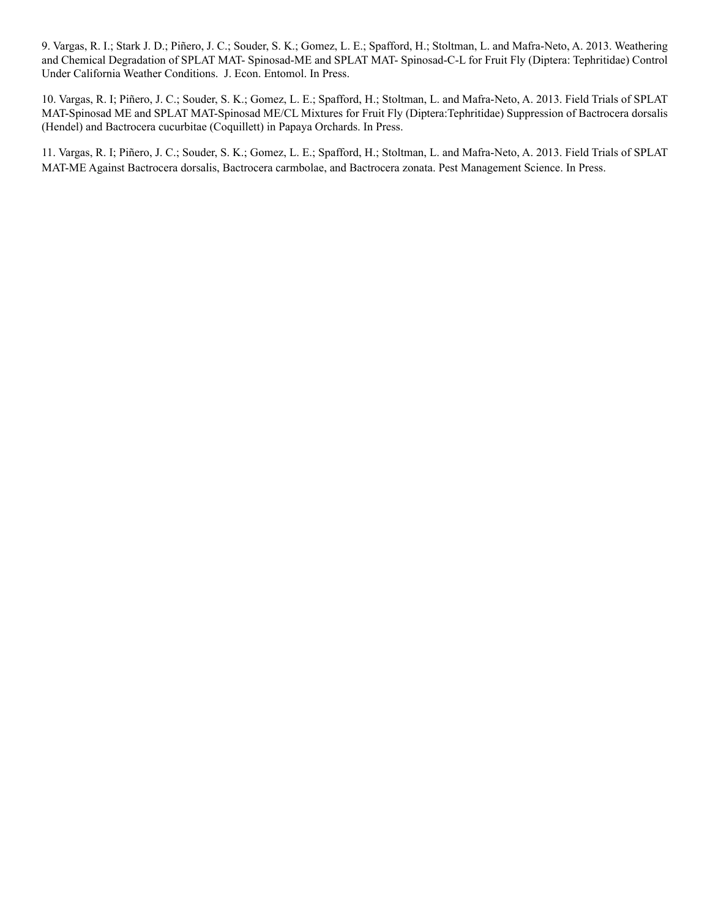9. Vargas, R. I.; Stark J. D.; Piñero, J. C.; Souder, S. K.; Gomez, L. E.; Spafford, H.; Stoltman, L. and Mafra-Neto, A. 2013. Weathering and Chemical Degradation of SPLAT MAT- Spinosad-ME and SPLAT MAT- Spinosad-C-L for Fruit Fly (Diptera: Tephritidae) Control Under California Weather Conditions. J. Econ. Entomol. In Press.

10. Vargas, R. I; Piñero, J. C.; Souder, S. K.; Gomez, L. E.; Spafford, H.; Stoltman, L. and Mafra-Neto, A. 2013. Field Trials of SPLAT MAT-Spinosad ME and SPLAT MAT-Spinosad ME/CL Mixtures for Fruit Fly (Diptera:Tephritidae) Suppression of Bactrocera dorsalis (Hendel) and Bactrocera cucurbitae (Coquillett) in Papaya Orchards. In Press.

11. Vargas, R. I; Piñero, J. C.; Souder, S. K.; Gomez, L. E.; Spafford, H.; Stoltman, L. and Mafra-Neto, A. 2013. Field Trials of SPLAT MAT-ME Against Bactrocera dorsalis, Bactrocera carmbolae, and Bactrocera zonata. Pest Management Science. In Press.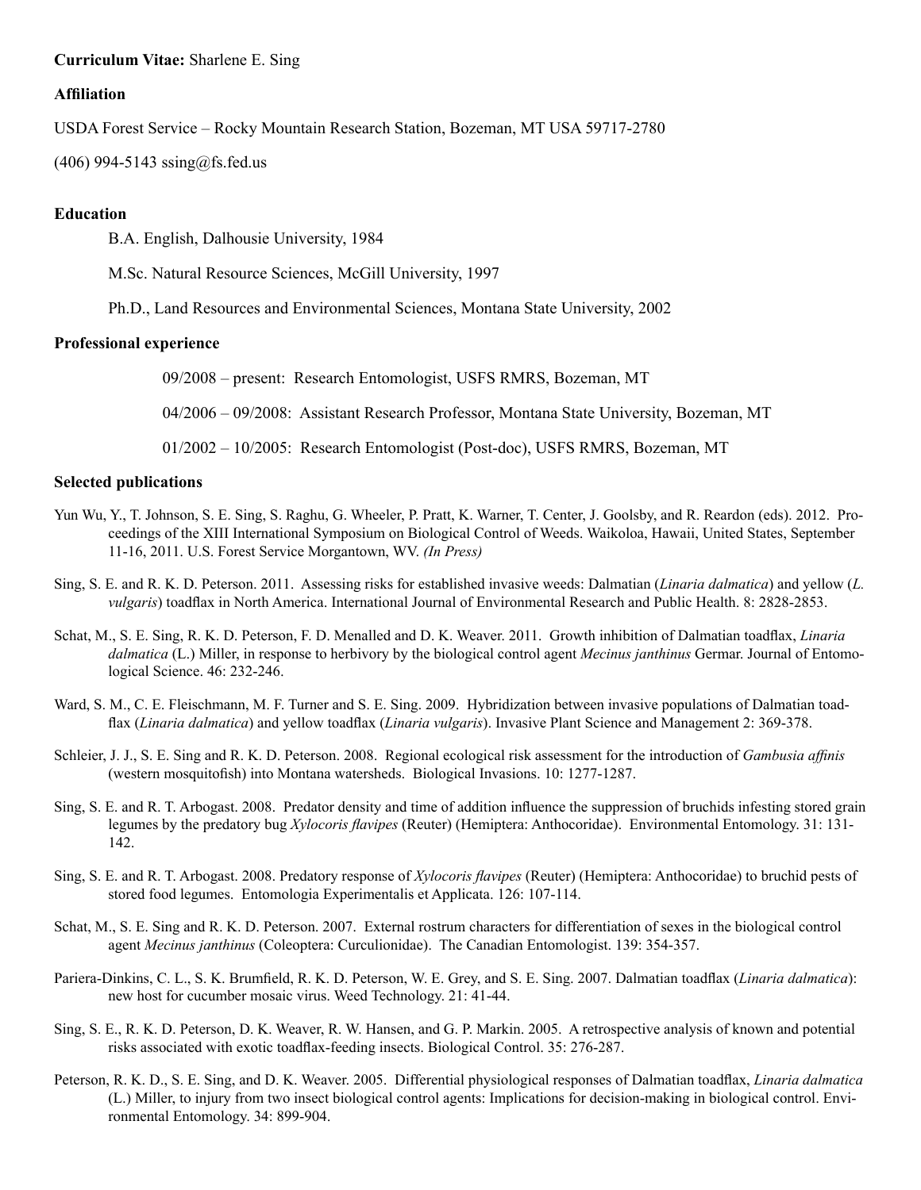**Curriculum Vitae:** Sharlene E. Sing

**Affiliation**

USDA Forest Service – Rocky Mountain Research Station, Bozeman, MT USA 59717-2780

(406) 994-5143 ssing@fs.fed.us

**Education**

B.A. English, Dalhousie University, 1984

M.Sc. Natural Resource Sciences, McGill University, 1997

Ph.D., Land Resources and Environmental Sciences, Montana State University, 2002

**Professional experience**

09/2008 – present: Research Entomologist, USFS RMRS, Bozeman, MT

04/2006 – 09/2008: Assistant Research Professor, Montana State University, Bozeman, MT

01/2002 – 10/2005: Research Entomologist (Post-doc), USFS RMRS, Bozeman, MT

**Selected publications**

Yun Wu, Y., T. Johnson, S. E. Sing, S. Raghu, G. Wheeler, P. Pratt, K. Warner, T. Center, J. Goolsby, and R. Reardon (eds). 2012. Proceedings of the XIII International Symposium on Biological Control of Weeds. Waikoloa, Hawaii, United States, September 11-16, 2011. U.S. Forest Service Morgantown, WV. *(In Press)*

Sing, S. E. and R. K. D. Peterson. 2011. Assessing risks for established invasive weeds: Dalmatian (*Linaria dalmatica*) and yellow (*L. vulgaris*) toadflax in North America. International Journal of Environmental Research and Public Health. 8: 2828-2853.

Schat, M., S. E. Sing, R. K. D. Peterson, F. D. Menalled and D. K. Weaver. 2011. Growth inhibition of Dalmatian toadflax, *Linaria dalmatica* (L.) Miller, in response to herbivory by the biological control agent *Mecinus janthinus* Germar. Journal of Entomological Science. 46: 232-246.

Ward, S. M., C. E. Fleischmann, M. F. Turner and S. E. Sing. 2009. Hybridization between invasive populations of Dalmatian toadflax (*Linaria dalmatica*) and yellow toadflax (*Linaria vulgaris*). Invasive Plant Science and Management 2: 369-378.

Schleier, J. J., S. E. Sing and R. K. D. Peterson. 2008. Regional ecological risk assessment for the introduction of *Gambusia affinis* (western mosquitofish) into Montana watersheds. Biological Invasions. 10: 1277-1287.

Sing, S. E. and R. T. Arbogast. 2008. Predator density and time of addition influence the suppression of bruchids infesting stored grain legumes by the predatory bug *Xylocoris flavipes* (Reuter) (Hemiptera: Anthocoridae). Environmental Entomology. 31: 131-142.

Sing, S. E. and R. T. Arbogast. 2008. Predatory response of *Xylocoris flavipes* (Reuter) (Hemiptera: Anthocoridae) to bruchid pests of stored food legumes. Entomologia Experimentalis et Applicata. 126: 107-114.

Schat, M., S. E. Sing and R. K. D. Peterson. 2007. External rostrum characters for differentiation of sexes in the biological control agent *Mecinus janthinus* (Coleoptera: Curculionidae). The Canadian Entomologist. 139: 354-357.

Pariera-Dinkins, C. L., S. K. Brumfield, R. K. D. Peterson, W. E. Grey, and S. E. Sing. 2007. Dalmatian toadflax (*Linaria dalmatica*): new host for cucumber mosaic virus. Weed Technology. 21: 41-44.

Sing, S. E., R. K. D. Peterson, D. K. Weaver, R. W. Hansen, and G. P. Markin. 2005. A retrospective analysis of known and potential risks associated with exotic toadflax-feeding insects. Biological Control. 35: 276-287.

Peterson, R. K. D., S. E. Sing, and D. K. Weaver. 2005. Differential physiological responses of Dalmatian toadflax, *Linaria dalmatica* (L.) Miller, to injury from two insect biological control agents: Implications for decision-making in biological control. Environmental Entomology. 34: 899-904.